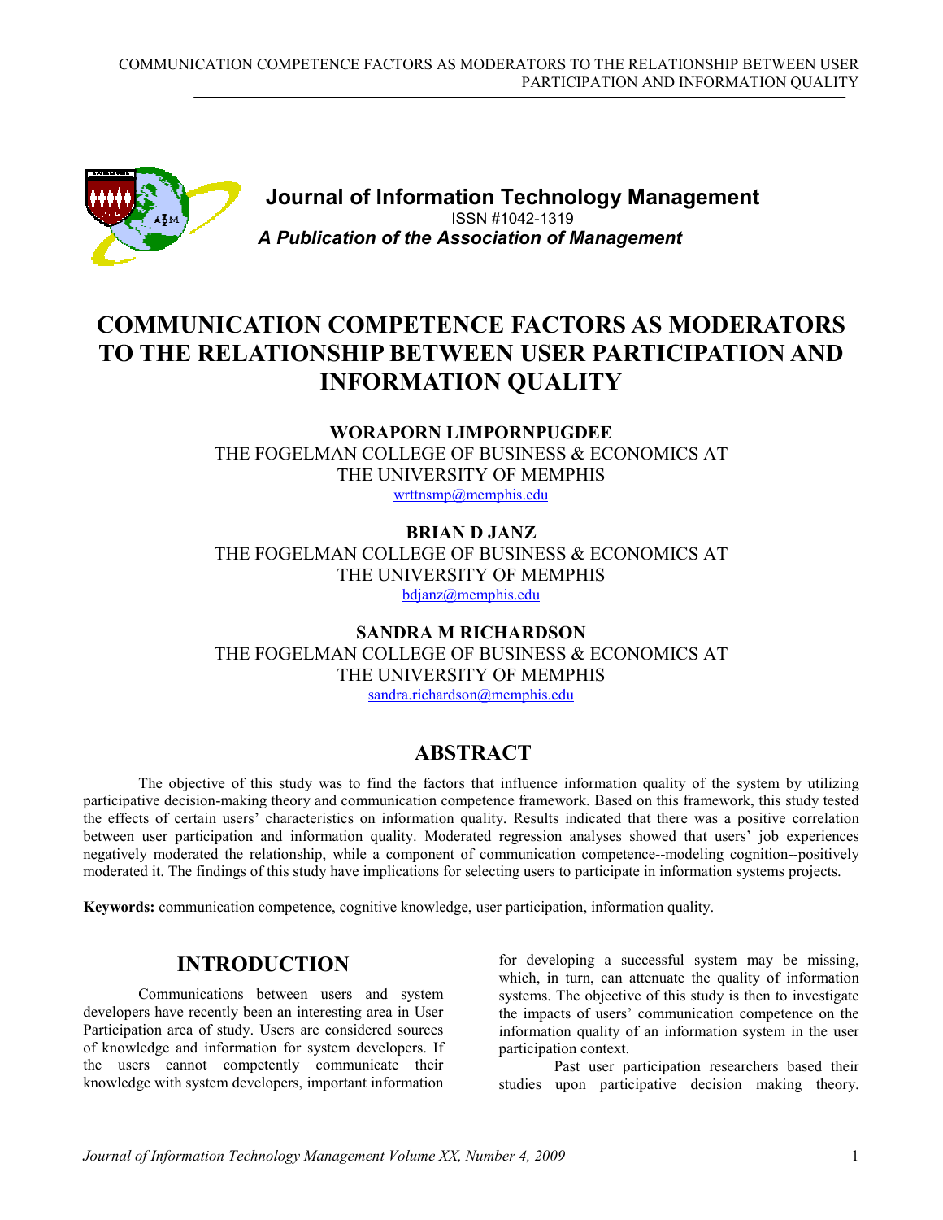**Journal of Information Technology Management**

ISSN #1042-1319

***A Publication of the Association of Management***

# COMMUNICATION COMPETENCE FACTORS AS MODERATORS TO THE RELATIONSHIP BETWEEN USER PARTICIPATION AND INFORMATION QUALITY

**WORAPORN LIMPORNPUGDEE**
THE FOGELMAN COLLEGE OF BUSINESS & ECONOMICS AT THE UNIVERSITY OF MEMPHIS
wrttnsmp@memphis.edu

**BRIAN D JANZ**
THE FOGELMAN COLLEGE OF BUSINESS & ECONOMICS AT THE UNIVERSITY OF MEMPHIS
bdjanz@memphis.edu

**SANDRA M RICHARDSON**
THE FOGELMAN COLLEGE OF BUSINESS & ECONOMICS AT THE UNIVERSITY OF MEMPHIS
sandra.richardson@memphis.edu

## ABSTRACT

The objective of this study was to find the factors that influence information quality of the system by utilizing participative decision-making theory and communication competence framework. Based on this framework, this study tested the effects of certain users' characteristics on information quality. Results indicated that there was a positive correlation between user participation and information quality. Moderated regression analyses showed that users' job experiences negatively moderated the relationship, while a component of communication competence--modeling cognition--positively moderated it. The findings of this study have implications for selecting users to participate in information systems projects.

**Keywords:** communication competence, cognitive knowledge, user participation, information quality.

## INTRODUCTION

Communications between users and system developers have recently been an interesting area in User Participation area of study. Users are considered sources of knowledge and information for system developers. If the users cannot competently communicate their knowledge with system developers, important information for developing a successful system may be missing, which, in turn, can attenuate the quality of information systems. The objective of this study is then to investigate the impacts of users' communication competence on the information quality of an information system in the user participation context.

Past user participation researchers based their studies upon participative decision making theory.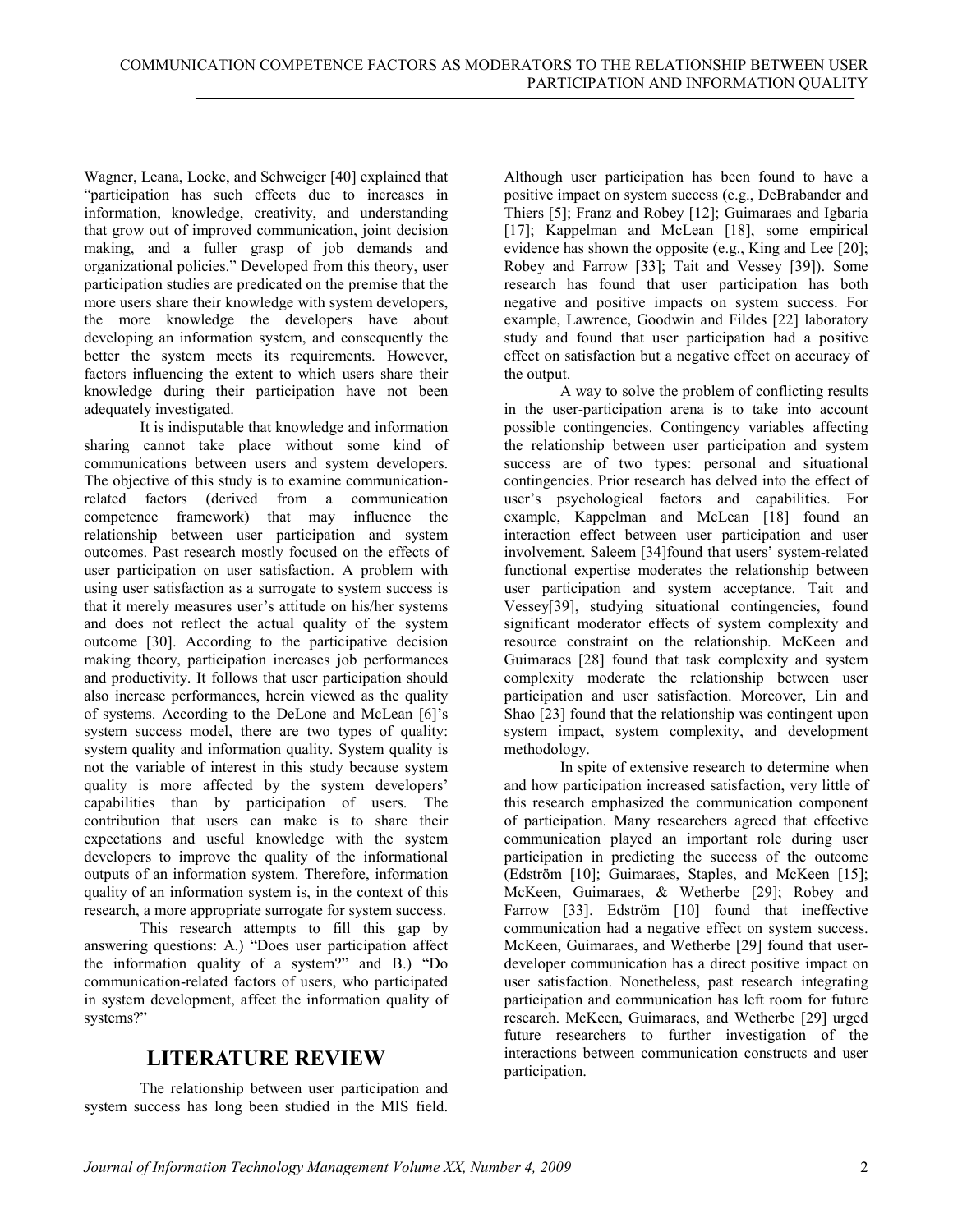Wagner, Leana, Locke, and Schweiger [40] explained that "participation has such effects due to increases in information, knowledge, creativity, and understanding that grow out of improved communication, joint decision making, and a fuller grasp of job demands and organizational policies." Developed from this theory, user participation studies are predicated on the premise that the more users share their knowledge with system developers, the more knowledge the developers have about developing an information system, and consequently the better the system meets its requirements. However, factors influencing the extent to which users share their knowledge during their participation have not been adequately investigated.

It is indisputable that knowledge and information sharing cannot take place without some kind of communications between users and system developers. The objective of this study is to examine communication-related factors (derived from a communication competence framework) that may influence the relationship between user participation and system outcomes. Past research mostly focused on the effects of user participation on user satisfaction. A problem with using user satisfaction as a surrogate to system success is that it merely measures user's attitude on his/her systems and does not reflect the actual quality of the system outcome [30]. According to the participative decision making theory, participation increases job performances and productivity. It follows that user participation should also increase performances, herein viewed as the quality of systems. According to the DeLone and McLean [6]'s system success model, there are two types of quality: system quality and information quality. System quality is not the variable of interest in this study because system quality is more affected by the system developers' capabilities than by participation of users. The contribution that users can make is to share their expectations and useful knowledge with the system developers to improve the quality of the informational outputs of an information system. Therefore, information quality of an information system is, in the context of this research, a more appropriate surrogate for system success.

This research attempts to fill this gap by answering questions: A.) "Does user participation affect the information quality of a system?" and B.) "Do communication-related factors of users, who participated in system development, affect the information quality of systems?"

## LITERATURE REVIEW

The relationship between user participation and system success has long been studied in the MIS field. Although user participation has been found to have a positive impact on system success (e.g., DeBrabander and Thiers [5]; Franz and Robey [12]; Guimaraes and Igbaria [17]; Kappelman and McLean [18], some empirical evidence has shown the opposite (e.g., King and Lee [20]; Robey and Farrow [33]; Tait and Vessey [39]). Some research has found that user participation has both negative and positive impacts on system success. For example, Lawrence, Goodwin and Fildes [22] laboratory study and found that user participation had a positive effect on satisfaction but a negative effect on accuracy of the output.

A way to solve the problem of conflicting results in the user-participation arena is to take into account possible contingencies. Contingency variables affecting the relationship between user participation and system success are of two types: personal and situational contingencies. Prior research has delved into the effect of user's psychological factors and capabilities. For example, Kappelman and McLean [18] found an interaction effect between user participation and user involvement. Saleem [34]found that users' system-related functional expertise moderates the relationship between user participation and system acceptance. Tait and Vessey[39], studying situational contingencies, found significant moderator effects of system complexity and resource constraint on the relationship. McKeen and Guimaraes [28] found that task complexity and system complexity moderate the relationship between user participation and user satisfaction. Moreover, Lin and Shao [23] found that the relationship was contingent upon system impact, system complexity, and development methodology.

In spite of extensive research to determine when and how participation increased satisfaction, very little of this research emphasized the communication component of participation. Many researchers agreed that effective communication played an important role during user participation in predicting the success of the outcome (Edström [10]; Guimaraes, Staples, and McKeen [15]; McKeen, Guimaraes, & Wetherbe [29]; Robey and Farrow [33]. Edström [10] found that ineffective communication had a negative effect on system success. McKeen, Guimaraes, and Wetherbe [29] found that user-developer communication has a direct positive impact on user satisfaction. Nonetheless, past research integrating participation and communication has left room for future research. McKeen, Guimaraes, and Wetherbe [29] urged future researchers to further investigation of the interactions between communication constructs and user participation.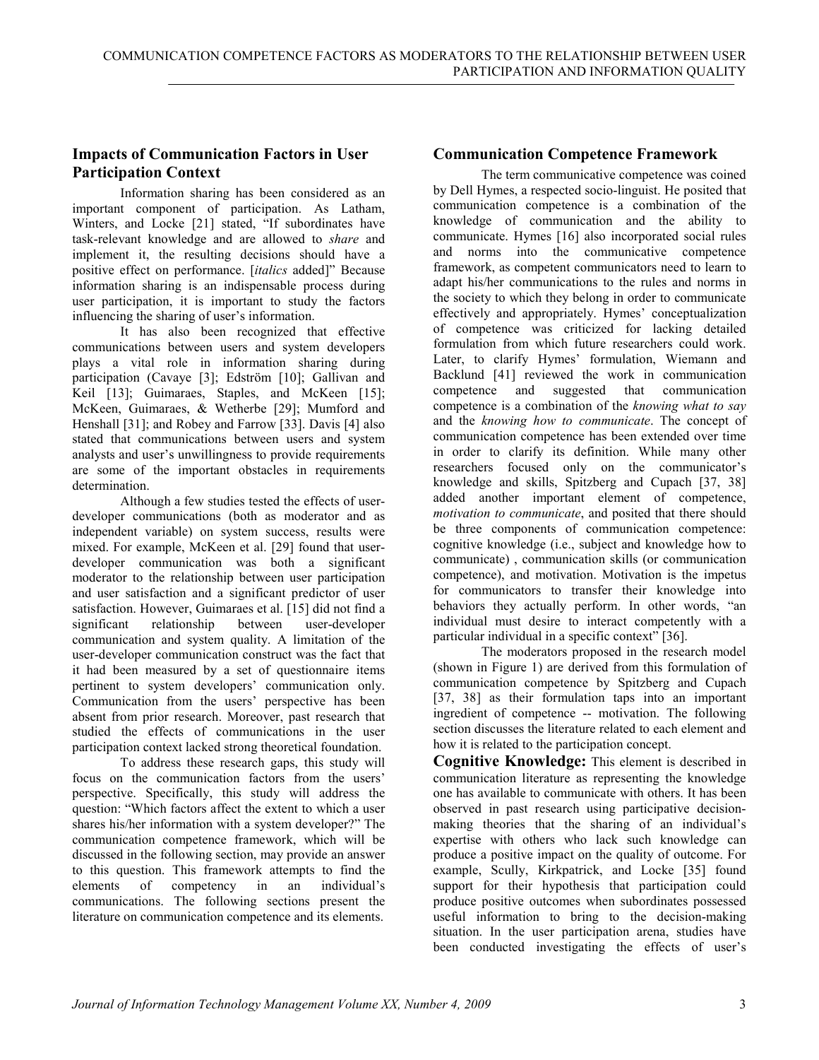## Impacts of Communication Factors in User Participation Context

Information sharing has been considered as an important component of participation. As Latham, Winters, and Locke [21] stated, "If subordinates have task-relevant knowledge and are allowed to *share* and implement it, the resulting decisions should have a positive effect on performance. [*italics* added]" Because information sharing is an indispensable process during user participation, it is important to study the factors influencing the sharing of user's information.

It has also been recognized that effective communications between users and system developers plays a vital role in information sharing during participation (Cavaye [3]; Edström [10]; Gallivan and Keil [13]; Guimaraes, Staples, and McKeen [15]; McKeen, Guimaraes, & Wetherbe [29]; Mumford and Henshall [31]; and Robey and Farrow [33]. Davis [4] also stated that communications between users and system analysts and user's unwillingness to provide requirements are some of the important obstacles in requirements determination.

Although a few studies tested the effects of user-developer communications (both as moderator and as independent variable) on system success, results were mixed. For example, McKeen et al. [29] found that user-developer communication was both a significant moderator to the relationship between user participation and user satisfaction and a significant predictor of user satisfaction. However, Guimaraes et al. [15] did not find a significant relationship between user-developer communication and system quality. A limitation of the user-developer communication construct was the fact that it had been measured by a set of questionnaire items pertinent to system developers' communication only. Communication from the users' perspective has been absent from prior research. Moreover, past research that studied the effects of communications in the user participation context lacked strong theoretical foundation.

To address these research gaps, this study will focus on the communication factors from the users' perspective. Specifically, this study will address the question: "Which factors affect the extent to which a user shares his/her information with a system developer?" The communication competence framework, which will be discussed in the following section, may provide an answer to this question. This framework attempts to find the elements of competency in an individual's communications. The following sections present the literature on communication competence and its elements.

## Communication Competence Framework

The term communicative competence was coined by Dell Hymes, a respected socio-linguist. He posited that communication competence is a combination of the knowledge of communication and the ability to communicate. Hymes [16] also incorporated social rules and norms into the communicative competence framework, as competent communicators need to learn to adapt his/her communications to the rules and norms in the society to which they belong in order to communicate effectively and appropriately. Hymes' conceptualization of competence was criticized for lacking detailed formulation from which future researchers could work. Later, to clarify Hymes' formulation, Wiemann and Backlund [41] reviewed the work in communication competence and suggested that communication competence is a combination of the *knowing what to say* and the *knowing how to communicate*. The concept of communication competence has been extended over time in order to clarify its definition. While many other researchers focused only on the communicator's knowledge and skills, Spitzberg and Cupach [37, 38] added another important element of competence, *motivation to communicate*, and posited that there should be three components of communication competence: cognitive knowledge (i.e., subject and knowledge how to communicate) , communication skills (or communication competence), and motivation. Motivation is the impetus for communicators to transfer their knowledge into behaviors they actually perform. In other words, "an individual must desire to interact competently with a particular individual in a specific context" [36].

The moderators proposed in the research model (shown in Figure 1) are derived from this formulation of communication competence by Spitzberg and Cupach [37, 38] as their formulation taps into an important ingredient of competence -- motivation. The following section discusses the literature related to each element and how it is related to the participation concept.

**Cognitive Knowledge:** This element is described in communication literature as representing the knowledge one has available to communicate with others. It has been observed in past research using participative decision-making theories that the sharing of an individual's expertise with others who lack such knowledge can produce a positive impact on the quality of outcome. For example, Scully, Kirkpatrick, and Locke [35] found support for their hypothesis that participation could produce positive outcomes when subordinates possessed useful information to bring to the decision-making situation. In the user participation arena, studies have been conducted investigating the effects of user's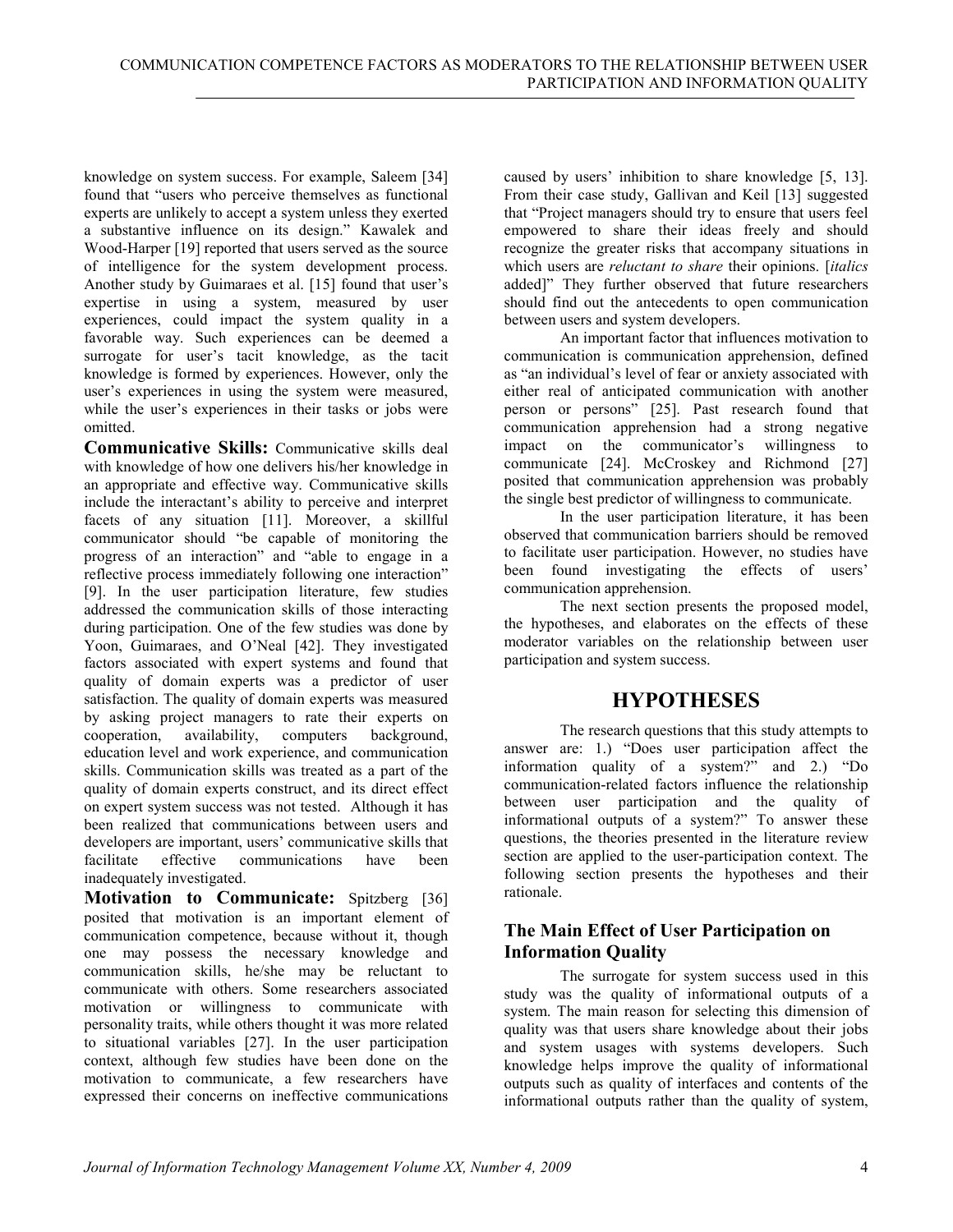knowledge on system success. For example, Saleem [34] found that "users who perceive themselves as functional experts are unlikely to accept a system unless they exerted a substantive influence on its design." Kawalek and Wood-Harper [19] reported that users served as the source of intelligence for the system development process. Another study by Guimaraes et al. [15] found that user's expertise in using a system, measured by user experiences, could impact the system quality in a favorable way. Such experiences can be deemed a surrogate for user's tacit knowledge, as the tacit knowledge is formed by experiences. However, only the user's experiences in using the system were measured, while the user's experiences in their tasks or jobs were omitted.

**Communicative Skills:** Communicative skills deal with knowledge of how one delivers his/her knowledge in an appropriate and effective way. Communicative skills include the interactant's ability to perceive and interpret facets of any situation [11]. Moreover, a skillful communicator should "be capable of monitoring the progress of an interaction" and "able to engage in a reflective process immediately following one interaction" [9]. In the user participation literature, few studies addressed the communication skills of those interacting during participation. One of the few studies was done by Yoon, Guimaraes, and O'Neal [42]. They investigated factors associated with expert systems and found that quality of domain experts was a predictor of user satisfaction. The quality of domain experts was measured by asking project managers to rate their experts on cooperation, availability, computers background, education level and work experience, and communication skills. Communication skills was treated as a part of the quality of domain experts construct, and its direct effect on expert system success was not tested. Although it has been realized that communications between users and developers are important, users' communicative skills that facilitate effective communications have been inadequately investigated.

**Motivation to Communicate:** Spitzberg [36] posited that motivation is an important element of communication competence, because without it, though one may possess the necessary knowledge and communication skills, he/she may be reluctant to communicate with others. Some researchers associated motivation or willingness to communicate with personality traits, while others thought it was more related to situational variables [27]. In the user participation context, although few studies have been done on the motivation to communicate, a few researchers have expressed their concerns on ineffective communications caused by users' inhibition to share knowledge [5, 13]. From their case study, Gallivan and Keil [13] suggested that "Project managers should try to ensure that users feel empowered to share their ideas freely and should recognize the greater risks that accompany situations in which users are *reluctant to share* their opinions. [*italics* added]" They further observed that future researchers should find out the antecedents to open communication between users and system developers.

An important factor that influences motivation to communication is communication apprehension, defined as "an individual's level of fear or anxiety associated with either real of anticipated communication with another person or persons" [25]. Past research found that communication apprehension had a strong negative impact on the communicator's willingness to communicate [24]. McCroskey and Richmond [27] posited that communication apprehension was probably the single best predictor of willingness to communicate.

In the user participation literature, it has been observed that communication barriers should be removed to facilitate user participation. However, no studies have been found investigating the effects of users' communication apprehension.

The next section presents the proposed model, the hypotheses, and elaborates on the effects of these moderator variables on the relationship between user participation and system success.

# HYPOTHESES

The research questions that this study attempts to answer are: 1.) "Does user participation affect the information quality of a system?" and 2.) "Do communication-related factors influence the relationship between user participation and the quality of informational outputs of a system?" To answer these questions, the theories presented in the literature review section are applied to the user-participation context. The following section presents the hypotheses and their rationale.

## The Main Effect of User Participation on Information Quality

The surrogate for system success used in this study was the quality of informational outputs of a system. The main reason for selecting this dimension of quality was that users share knowledge about their jobs and system usages with systems developers. Such knowledge helps improve the quality of informational outputs such as quality of interfaces and contents of the informational outputs rather than the quality of system,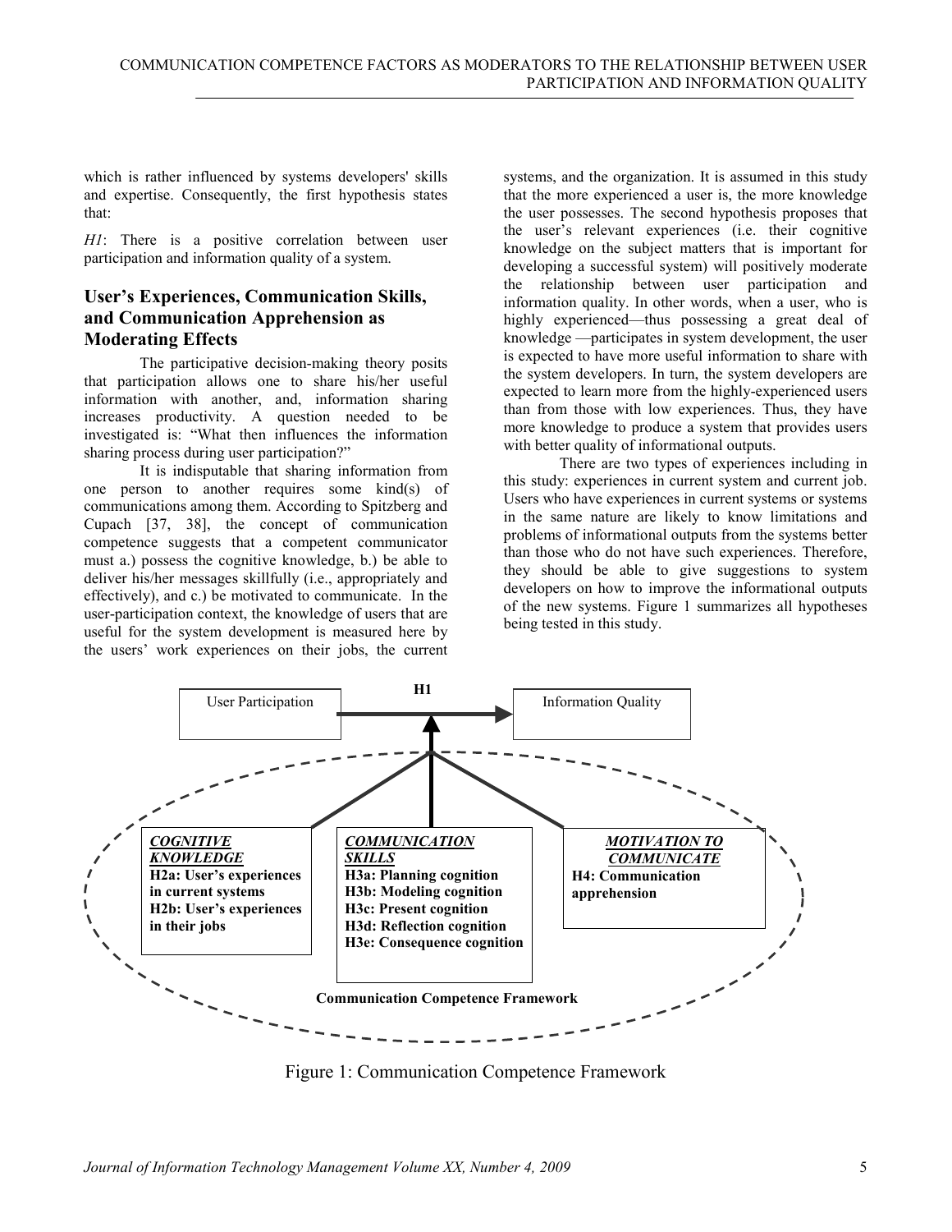which is rather influenced by systems developers' skills and expertise. Consequently, the first hypothesis states that:

*H1*: There is a positive correlation between user participation and information quality of a system.

## User's Experiences, Communication Skills, and Communication Apprehension as Moderating Effects

The participative decision-making theory posits that participation allows one to share his/her useful information with another, and, information sharing increases productivity. A question needed to be investigated is: "What then influences the information sharing process during user participation?"

It is indisputable that sharing information from one person to another requires some kind(s) of communications among them. According to Spitzberg and Cupach [37, 38], the concept of communication competence suggests that a competent communicator must a.) possess the cognitive knowledge, b.) be able to deliver his/her messages skillfully (i.e., appropriately and effectively), and c.) be motivated to communicate. In the user-participation context, the knowledge of users that are useful for the system development is measured here by the users' work experiences on their jobs, the current systems, and the organization. It is assumed in this study that the more experienced a user is, the more knowledge the user possesses. The second hypothesis proposes that the user's relevant experiences (i.e. their cognitive knowledge on the subject matters that is important for developing a successful system) will positively moderate the relationship between user participation and information quality. In other words, when a user, who is highly experienced—thus possessing a great deal of knowledge —participates in system development, the user is expected to have more useful information to share with the system developers. In turn, the system developers are expected to learn more from the highly-experienced users than from those with low experiences. Thus, they have more knowledge to produce a system that provides users with better quality of informational outputs.

There are two types of experiences including in this study: experiences in current system and current job. Users who have experiences in current systems or systems in the same nature are likely to know limitations and problems of informational outputs from the systems better than those who do not have such experiences. Therefore, they should be able to give suggestions to system developers on how to improve the informational outputs of the new systems. Figure 1 summarizes all hypotheses being tested in this study.

User Participation → (H1) → Information Quality

Communication Competence Framework:

***COGNITIVE KNOWLEDGE***
**H2a: User's experiences in current systems**
**H2b: User's experiences in their jobs**

***COMMUNICATION SKILLS***
**H3a: Planning cognition**
**H3b: Modeling cognition**
**H3c: Present cognition**
**H3d: Reflection cognition**
**H3e: Consequence cognition**

***MOTIVATION TO COMMUNICATE***
**H4: Communication apprehension**

Figure 1: Communication Competence Framework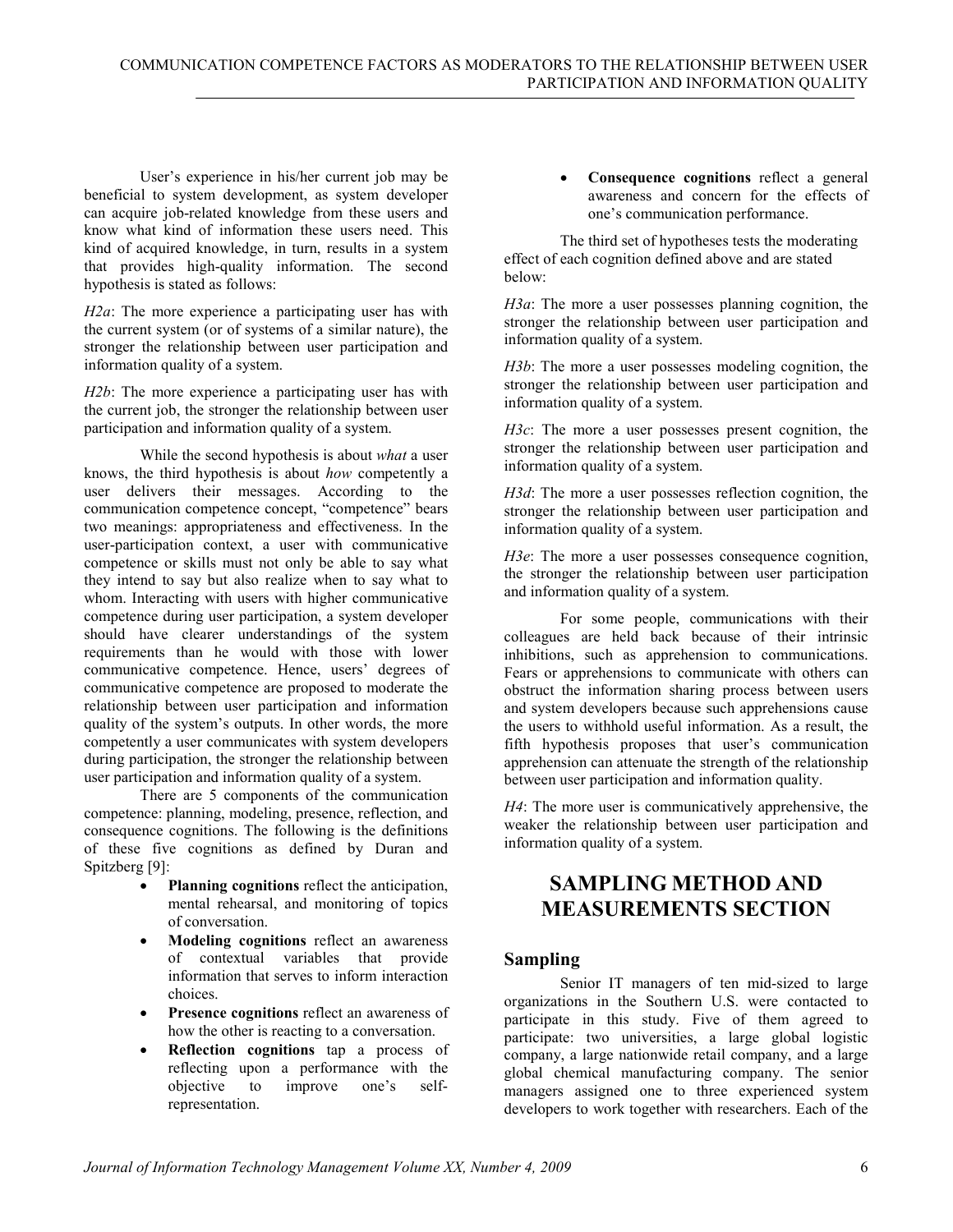User's experience in his/her current job may be beneficial to system development, as system developer can acquire job-related knowledge from these users and know what kind of information these users need. This kind of acquired knowledge, in turn, results in a system that provides high-quality information. The second hypothesis is stated as follows:

*H2a*: The more experience a participating user has with the current system (or of systems of a similar nature), the stronger the relationship between user participation and information quality of a system.

*H2b*: The more experience a participating user has with the current job, the stronger the relationship between user participation and information quality of a system.

While the second hypothesis is about *what* a user knows, the third hypothesis is about *how* competently a user delivers their messages. According to the communication competence concept, "competence" bears two meanings: appropriateness and effectiveness. In the user-participation context, a user with communicative competence or skills must not only be able to say what they intend to say but also realize when to say what to whom. Interacting with users with higher communicative competence during user participation, a system developer should have clearer understandings of the system requirements than he would with those with lower communicative competence. Hence, users' degrees of communicative competence are proposed to moderate the relationship between user participation and information quality of the system's outputs. In other words, the more competently a user communicates with system developers during participation, the stronger the relationship between user participation and information quality of a system.

There are 5 components of the communication competence: planning, modeling, presence, reflection, and consequence cognitions. The following is the definitions of these five cognitions as defined by Duran and Spitzberg [9]:

- **Planning cognitions** reflect the anticipation, mental rehearsal, and monitoring of topics of conversation.
- **Modeling cognitions** reflect an awareness of contextual variables that provide information that serves to inform interaction choices.
- **Presence cognitions** reflect an awareness of how the other is reacting to a conversation.
- **Reflection cognitions** tap a process of reflecting upon a performance with the objective to improve one's self-representation.
- **Consequence cognitions** reflect a general awareness and concern for the effects of one's communication performance.

The third set of hypotheses tests the moderating effect of each cognition defined above and are stated below:

*H3a*: The more a user possesses planning cognition, the stronger the relationship between user participation and information quality of a system.

*H3b*: The more a user possesses modeling cognition, the stronger the relationship between user participation and information quality of a system.

*H3c*: The more a user possesses present cognition, the stronger the relationship between user participation and information quality of a system.

*H3d*: The more a user possesses reflection cognition, the stronger the relationship between user participation and information quality of a system.

*H3e*: The more a user possesses consequence cognition, the stronger the relationship between user participation and information quality of a system.

For some people, communications with their colleagues are held back because of their intrinsic inhibitions, such as apprehension to communications. Fears or apprehensions to communicate with others can obstruct the information sharing process between users and system developers because such apprehensions cause the users to withhold useful information. As a result, the fifth hypothesis proposes that user's communication apprehension can attenuate the strength of the relationship between user participation and information quality.

*H4*: The more user is communicatively apprehensive, the weaker the relationship between user participation and information quality of a system.

## SAMPLING METHOD AND MEASUREMENTS SECTION

### Sampling

Senior IT managers of ten mid-sized to large organizations in the Southern U.S. were contacted to participate in this study. Five of them agreed to participate: two universities, a large global logistic company, a large nationwide retail company, and a large global chemical manufacturing company. The senior managers assigned one to three experienced system developers to work together with researchers. Each of the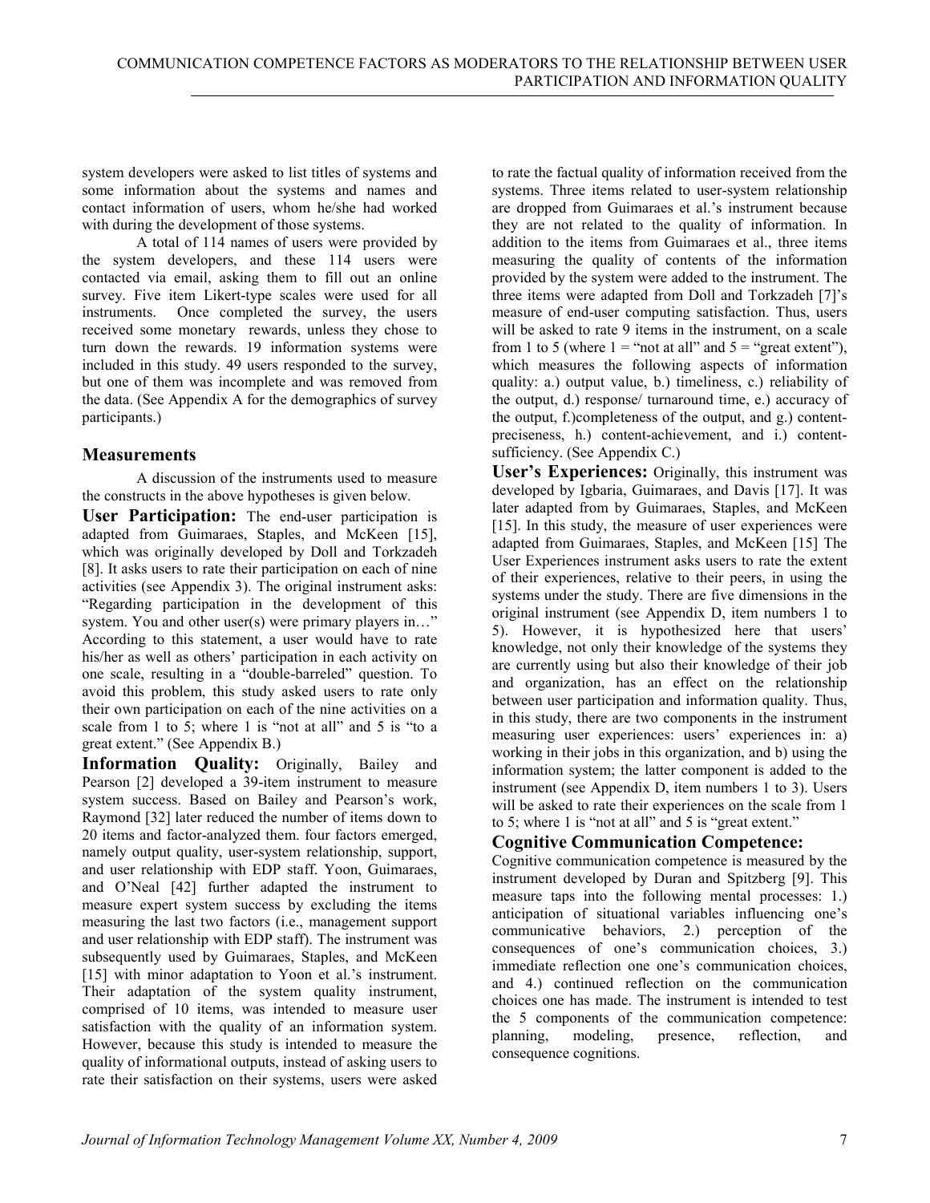system developers were asked to list titles of systems and some information about the systems and names and contact information of users, whom he/she had worked with during the development of those systems.

A total of 114 names of users were provided by the system developers, and these 114 users were contacted via email, asking them to fill out an online survey. Five item Likert-type scales were used for all instruments. Once completed the survey, the users received some monetary rewards, unless they chose to turn down the rewards. 19 information systems were included in this study. 49 users responded to the survey, but one of them was incomplete and was removed from the data. (See Appendix A for the demographics of survey participants.)

## Measurements

A discussion of the instruments used to measure the constructs in the above hypotheses is given below.

**User Participation:** The end-user participation is adapted from Guimaraes, Staples, and McKeen [15], which was originally developed by Doll and Torkzadeh [8]. It asks users to rate their participation on each of nine activities (see Appendix 3). The original instrument asks: "Regarding participation in the development of this system. You and other user(s) were primary players in…" According to this statement, a user would have to rate his/her as well as others' participation in each activity on one scale, resulting in a "double-barreled" question. To avoid this problem, this study asked users to rate only their own participation on each of the nine activities on a scale from 1 to 5; where 1 is "not at all" and 5 is "to a great extent." (See Appendix B.)

**Information Quality:** Originally, Bailey and Pearson [2] developed a 39-item instrument to measure system success. Based on Bailey and Pearson's work, Raymond [32] later reduced the number of items down to 20 items and factor-analyzed them. four factors emerged, namely output quality, user-system relationship, support, and user relationship with EDP staff. Yoon, Guimaraes, and O'Neal [42] further adapted the instrument to measure expert system success by excluding the items measuring the last two factors (i.e., management support and user relationship with EDP staff). The instrument was subsequently used by Guimaraes, Staples, and McKeen [15] with minor adaptation to Yoon et al.'s instrument. Their adaptation of the system quality instrument, comprised of 10 items, was intended to measure user satisfaction with the quality of an information system. However, because this study is intended to measure the quality of informational outputs, instead of asking users to rate their satisfaction on their systems, users were asked to rate the factual quality of information received from the systems. Three items related to user-system relationship are dropped from Guimaraes et al.'s instrument because they are not related to the quality of information. In addition to the items from Guimaraes et al., three items measuring the quality of contents of the information provided by the system were added to the instrument. The three items were adapted from Doll and Torkzadeh [7]'s measure of end-user computing satisfaction. Thus, users will be asked to rate 9 items in the instrument, on a scale from 1 to 5 (where 1 = "not at all" and 5 = "great extent"), which measures the following aspects of information quality: a.) output value, b.) timeliness, c.) reliability of the output, d.) response/ turnaround time, e.) accuracy of the output, f.)completeness of the output, and g.) content-preciseness, h.) content-achievement, and i.) content-sufficiency. (See Appendix C.)

**User's Experiences:** Originally, this instrument was developed by Igbaria, Guimaraes, and Davis [17]. It was later adapted from by Guimaraes, Staples, and McKeen [15]. In this study, the measure of user experiences were adapted from Guimaraes, Staples, and McKeen [15] The User Experiences instrument asks users to rate the extent of their experiences, relative to their peers, in using the systems under the study. There are five dimensions in the original instrument (see Appendix D, item numbers 1 to 5). However, it is hypothesized here that users' knowledge, not only their knowledge of the systems they are currently using but also their knowledge of their job and organization, has an effect on the relationship between user participation and information quality. Thus, in this study, there are two components in the instrument measuring user experiences: users' experiences in: a) working in their jobs in this organization, and b) using the information system; the latter component is added to the instrument (see Appendix D, item numbers 1 to 3). Users will be asked to rate their experiences on the scale from 1 to 5; where 1 is "not at all" and 5 is "great extent."

**Cognitive Communication Competence:**

Cognitive communication competence is measured by the instrument developed by Duran and Spitzberg [9]. This measure taps into the following mental processes: 1.) anticipation of situational variables influencing one's communicative behaviors, 2.) perception of the consequences of one's communication choices, 3.) immediate reflection one one's communication choices, and 4.) continued reflection on the communication choices one has made. The instrument is intended to test the 5 components of the communication competence: planning, modeling, presence, reflection, and consequence cognitions.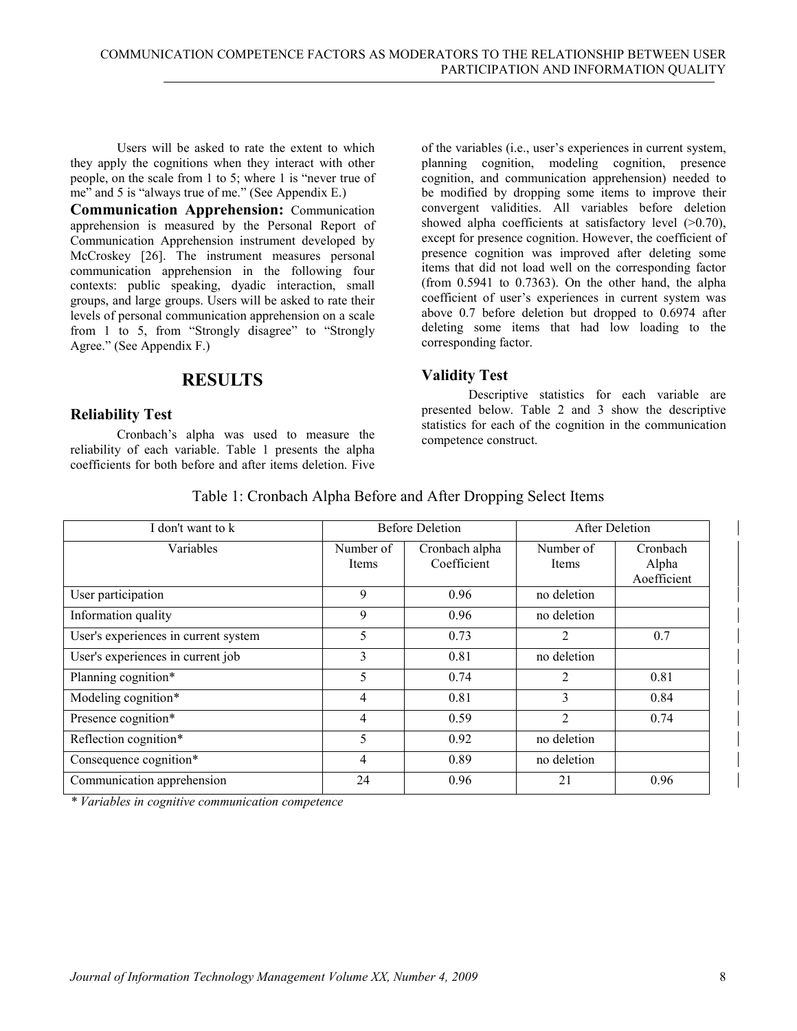Users will be asked to rate the extent to which they apply the cognitions when they interact with other people, on the scale from 1 to 5; where 1 is "never true of me" and 5 is "always true of me." (See Appendix E.)

**Communication Apprehension:** Communication apprehension is measured by the Personal Report of Communication Apprehension instrument developed by McCroskey [26]. The instrument measures personal communication apprehension in the following four contexts: public speaking, dyadic interaction, small groups, and large groups. Users will be asked to rate their levels of personal communication apprehension on a scale from 1 to 5, from "Strongly disagree" to "Strongly Agree." (See Appendix F.)

# RESULTS

## Reliability Test

Cronbach's alpha was used to measure the reliability of each variable. Table 1 presents the alpha coefficients for both before and after items deletion. Five of the variables (i.e., user's experiences in current system, planning cognition, modeling cognition, presence cognition, and communication apprehension) needed to be modified by dropping some items to improve their convergent validities. All variables before deletion showed alpha coefficients at satisfactory level (>0.70), except for presence cognition. However, the coefficient of presence cognition was improved after deleting some items that did not load well on the corresponding factor (from 0.5941 to 0.7363). On the other hand, the alpha coefficient of user's experiences in current system was above 0.7 before deletion but dropped to 0.6974 after deleting some items that had low loading to the corresponding factor.

## Validity Test

Descriptive statistics for each variable are presented below. Table 2 and 3 show the descriptive statistics for each of the cognition in the communication competence construct.

Table 1: Cronbach Alpha Before and After Dropping Select Items

| I don't want to k | Before Deletion | | After Deletion | |
|---|---|---|---|---|
| Variables | Number of Items | Cronbach alpha Coefficient | Number of Items | Cronbach Alpha Aoefficient |
| User participation | 9 | 0.96 | no deletion | |
| Information quality | 9 | 0.96 | no deletion | |
| User's experiences in current system | 5 | 0.73 | 2 | 0.7 |
| User's experiences in current job | 3 | 0.81 | no deletion | |
| Planning cognition* | 5 | 0.74 | 2 | 0.81 |
| Modeling cognition* | 4 | 0.81 | 3 | 0.84 |
| Presence cognition* | 4 | 0.59 | 2 | 0.74 |
| Reflection cognition* | 5 | 0.92 | no deletion | |
| Consequence cognition* | 4 | 0.89 | no deletion | |
| Communication apprehension | 24 | 0.96 | 21 | 0.96 |

*\* Variables in cognitive communication competence*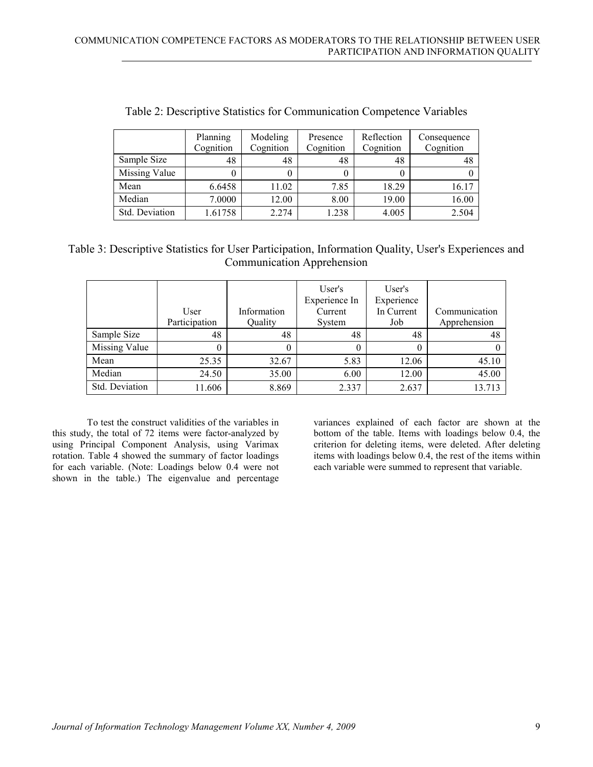Table 2: Descriptive Statistics for Communication Competence Variables

| | Planning Cognition | Modeling Cognition | Presence Cognition | Reflection Cognition | Consequence Cognition |
|---|---|---|---|---|---|
| Sample Size | 48 | 48 | 48 | 48 | 48 |
| Missing Value | 0 | 0 | 0 | 0 | 0 |
| Mean | 6.6458 | 11.02 | 7.85 | 18.29 | 16.17 |
| Median | 7.0000 | 12.00 | 8.00 | 19.00 | 16.00 |
| Std. Deviation | 1.61758 | 2.274 | 1.238 | 4.005 | 2.504 |

Table 3: Descriptive Statistics for User Participation, Information Quality, User's Experiences and Communication Apprehension

| | User Participation | Information Quality | User's Experience In Current System | User's Experience In Current Job | Communication Apprehension |
|---|---|---|---|---|---|
| Sample Size | 48 | 48 | 48 | 48 | 48 |
| Missing Value | 0 | 0 | 0 | 0 | 0 |
| Mean | 25.35 | 32.67 | 5.83 | 12.06 | 45.10 |
| Median | 24.50 | 35.00 | 6.00 | 12.00 | 45.00 |
| Std. Deviation | 11.606 | 8.869 | 2.337 | 2.637 | 13.713 |

To test the construct validities of the variables in this study, the total of 72 items were factor-analyzed by using Principal Component Analysis, using Varimax rotation. Table 4 showed the summary of factor loadings for each variable. (Note: Loadings below 0.4 were not shown in the table.) The eigenvalue and percentage variances explained of each factor are shown at the bottom of the table. Items with loadings below 0.4, the criterion for deleting items, were deleted. After deleting items with loadings below 0.4, the rest of the items within each variable were summed to represent that variable.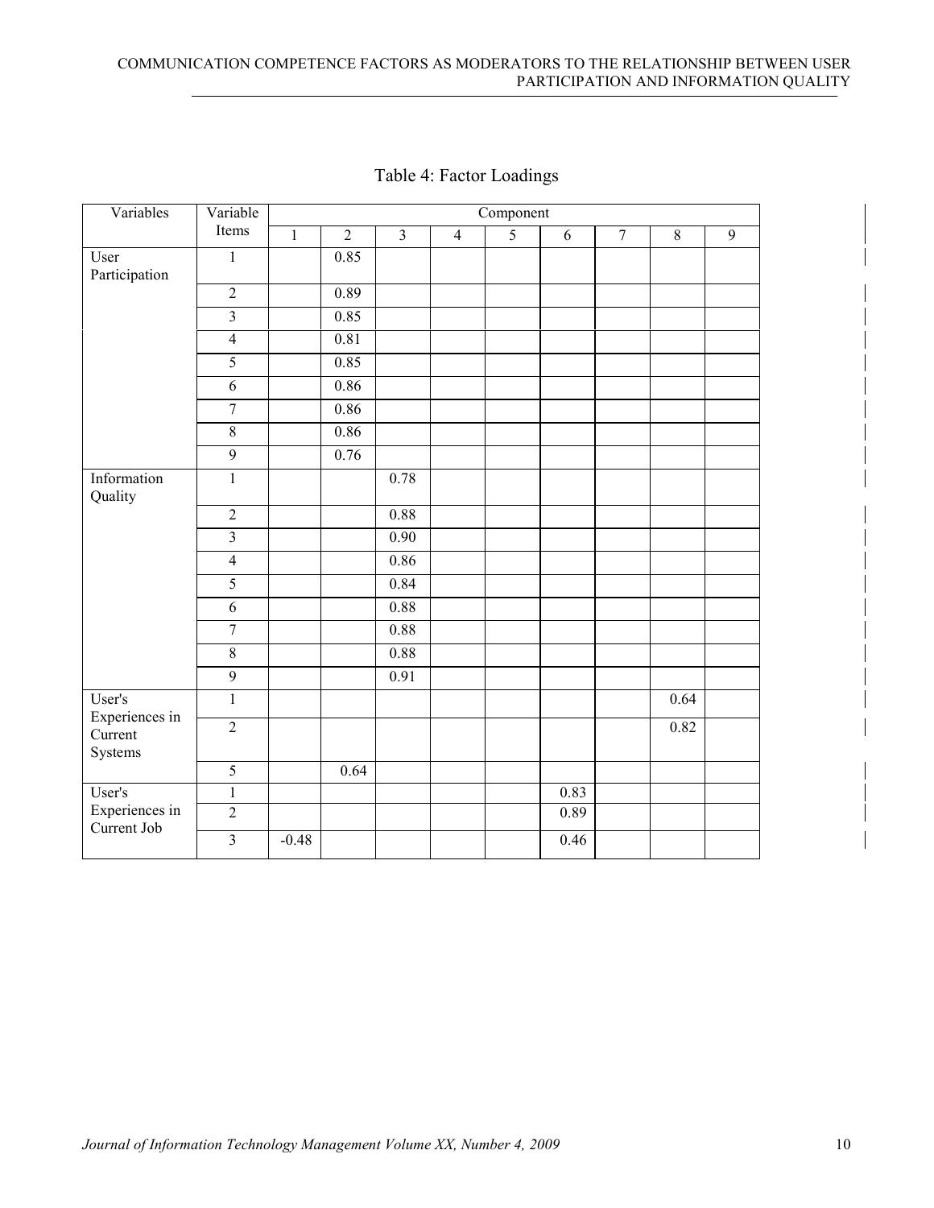Table 4: Factor Loadings

| Variables | Variable Items | Component | | | | | | | | |
|---|---|---|---|---|---|---|---|---|---|---|
| | | 1 | 2 | 3 | 4 | 5 | 6 | 7 | 8 | 9 |
| User Participation | 1 | | 0.85 | | | | | | | |
| | 2 | | 0.89 | | | | | | | |
| | 3 | | 0.85 | | | | | | | |
| | 4 | | 0.81 | | | | | | | |
| | 5 | | 0.85 | | | | | | | |
| | 6 | | 0.86 | | | | | | | |
| | 7 | | 0.86 | | | | | | | |
| | 8 | | 0.86 | | | | | | | |
| | 9 | | 0.76 | | | | | | | |
| Information Quality | 1 | | | 0.78 | | | | | | |
| | 2 | | | 0.88 | | | | | | |
| | 3 | | | 0.90 | | | | | | |
| | 4 | | | 0.86 | | | | | | |
| | 5 | | | 0.84 | | | | | | |
| | 6 | | | 0.88 | | | | | | |
| | 7 | | | 0.88 | | | | | | |
| | 8 | | | 0.88 | | | | | | |
| | 9 | | | 0.91 | | | | | | |
| User's Experiences in Current Systems | 1 | | | | | | | | 0.64 | |
| | 2 | | | | | | | | 0.82 | |
| | 5 | | 0.64 | | | | | | | |
| User's Experiences in Current Job | 1 | | | | | | 0.83 | | | |
| | 2 | | | | | | 0.89 | | | |
| | 3 | -0.48 | | | | | 0.46 | | | |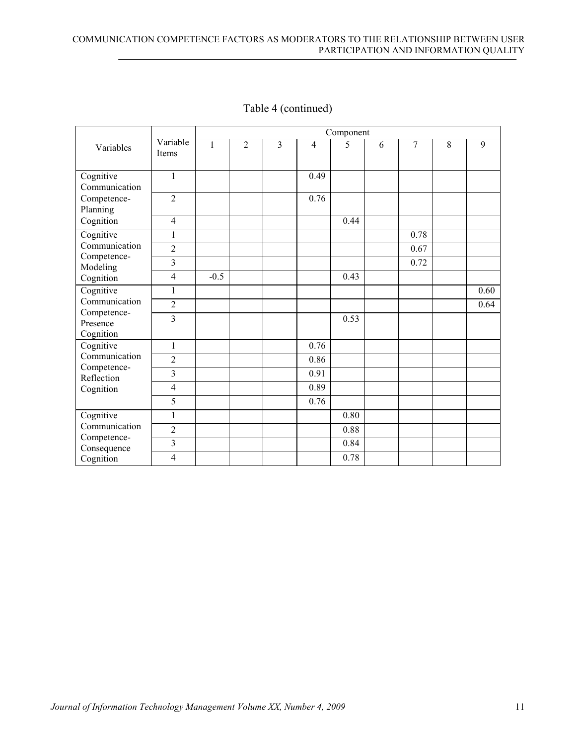Table 4 (continued)

| Variables | Variable Items | Component | | | | | | | | |
|---|---|---|---|---|---|---|---|---|---|---|
| | | 1 | 2 | 3 | 4 | 5 | 6 | 7 | 8 | 9 |
| Cognitive Communication Competence-Planning Cognition | 1 | | | | 0.49 | | | | | |
| | 2 | | | | 0.76 | | | | | |
| | 4 | | | | | 0.44 | | | | |
| Cognitive Communication Competence-Modeling Cognition | 1 | | | | | | | 0.78 | | |
| | 2 | | | | | | | 0.67 | | |
| | 3 | | | | | | | 0.72 | | |
| | 4 | -0.5 | | | | 0.43 | | | | |
| Cognitive Communication Competence-Presence Cognition | 1 | | | | | | | | | 0.60 |
| | 2 | | | | | | | | | 0.64 |
| | 3 | | | | | 0.53 | | | | |
| Cognitive Communication Competence-Reflection Cognition | 1 | | | | 0.76 | | | | | |
| | 2 | | | | 0.86 | | | | | |
| | 3 | | | | 0.91 | | | | | |
| | 4 | | | | 0.89 | | | | | |
| | 5 | | | | 0.76 | | | | | |
| Cognitive Communication Competence-Consequence Cognition | 1 | | | | | 0.80 | | | | |
| | 2 | | | | | 0.88 | | | | |
| | 3 | | | | | 0.84 | | | | |
| | 4 | | | | | 0.78 | | | | |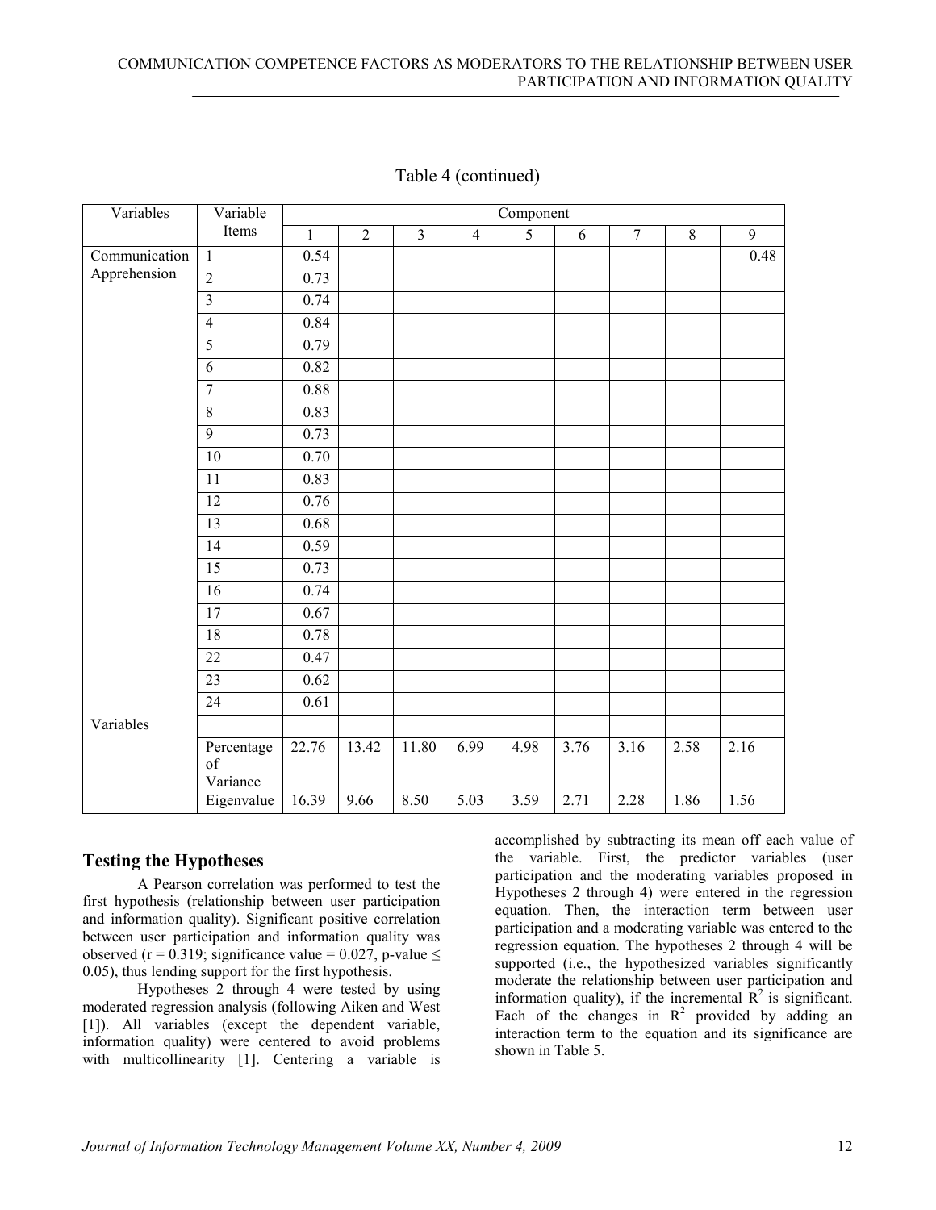Table 4 (continued)

| Variables | Variable Items | Component | | | | | | | | |
|---|---|---|---|---|---|---|---|---|---|---|
| | | 1 | 2 | 3 | 4 | 5 | 6 | 7 | 8 | 9 |
| Communication Apprehension | 1 | 0.54 | | | | | | | | 0.48 |
| | 2 | 0.73 | | | | | | | | |
| | 3 | 0.74 | | | | | | | | |
| | 4 | 0.84 | | | | | | | | |
| | 5 | 0.79 | | | | | | | | |
| | 6 | 0.82 | | | | | | | | |
| | 7 | 0.88 | | | | | | | | |
| | 8 | 0.83 | | | | | | | | |
| | 9 | 0.73 | | | | | | | | |
| | 10 | 0.70 | | | | | | | | |
| | 11 | 0.83 | | | | | | | | |
| | 12 | 0.76 | | | | | | | | |
| | 13 | 0.68 | | | | | | | | |
| | 14 | 0.59 | | | | | | | | |
| | 15 | 0.73 | | | | | | | | |
| | 16 | 0.74 | | | | | | | | |
| | 17 | 0.67 | | | | | | | | |
| | 18 | 0.78 | | | | | | | | |
| | 22 | 0.47 | | | | | | | | |
| | 23 | 0.62 | | | | | | | | |
| | 24 | 0.61 | | | | | | | | |
| Variables | | | | | | | | | | |
| | Percentage of Variance | 22.76 | 13.42 | 11.80 | 6.99 | 4.98 | 3.76 | 3.16 | 2.58 | 2.16 |
| | Eigenvalue | 16.39 | 9.66 | 8.50 | 5.03 | 3.59 | 2.71 | 2.28 | 1.86 | 1.56 |

## Testing the Hypotheses

A Pearson correlation was performed to test the first hypothesis (relationship between user participation and information quality). Significant positive correlation between user participation and information quality was observed ($r = 0.319$; significance value = 0.027, p-value $\leq 0.05$), thus lending support for the first hypothesis.

Hypotheses 2 through 4 were tested by using moderated regression analysis (following Aiken and West [1]). All variables (except the dependent variable, information quality) were centered to avoid problems with multicollinearity [1]. Centering a variable is accomplished by subtracting its mean off each value of the variable. First, the predictor variables (user participation and the moderating variables proposed in Hypotheses 2 through 4) were entered in the regression equation. Then, the interaction term between user participation and a moderating variable was entered to the regression equation. The hypotheses 2 through 4 will be supported (i.e., the hypothesized variables significantly moderate the relationship between user participation and information quality), if the incremental $R^2$ is significant. Each of the changes in $R^2$ provided by adding an interaction term to the equation and its significance are shown in Table 5.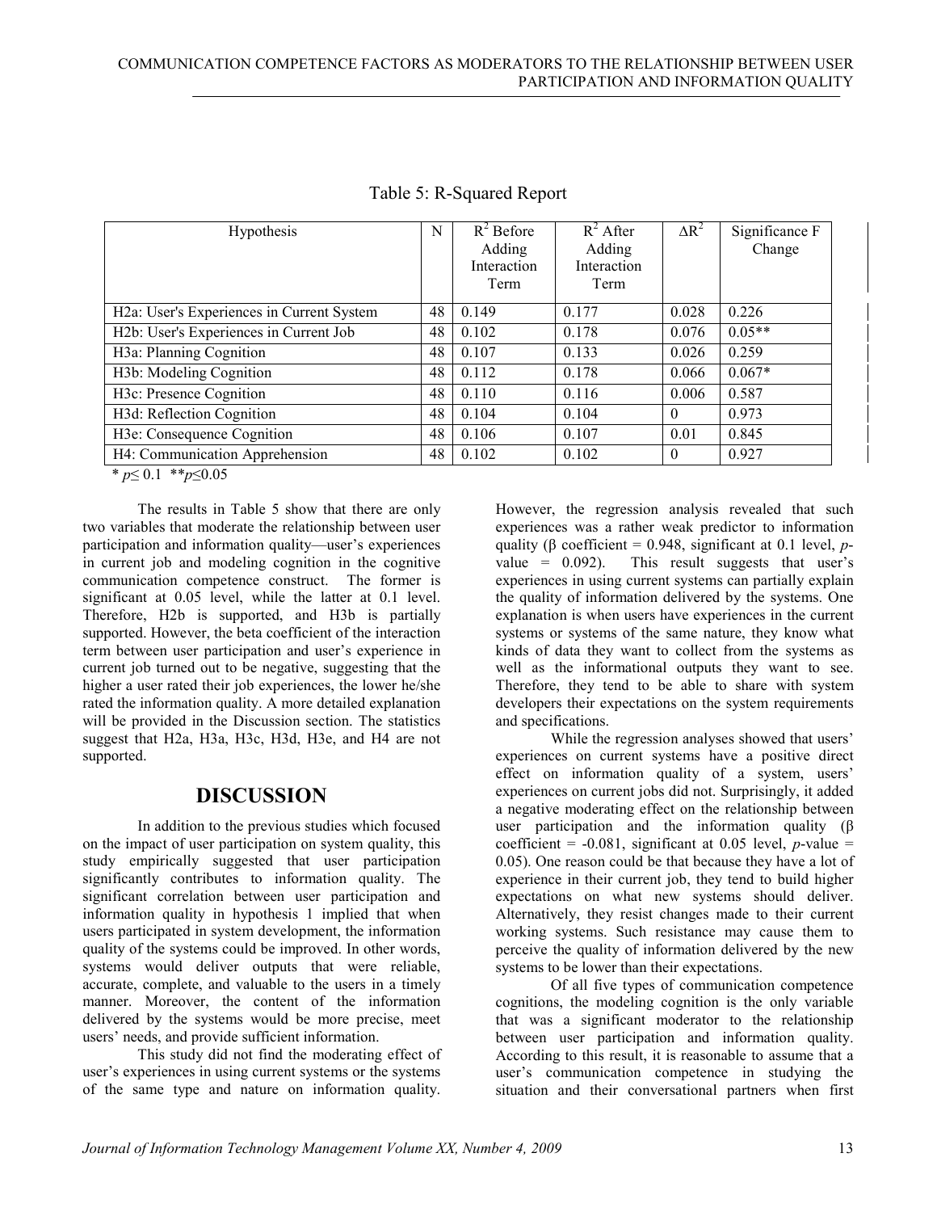Table 5: R-Squared Report

| Hypothesis | N | $R^2$ Before Adding Interaction Term | $R^2$ After Adding Interaction Term | $\Delta R^2$ | Significance F Change |
|---|---|---|---|---|---|
| H2a: User's Experiences in Current System | 48 | 0.149 | 0.177 | 0.028 | 0.226 |
| H2b: User's Experiences in Current Job | 48 | 0.102 | 0.178 | 0.076 | 0.05** |
| H3a: Planning Cognition | 48 | 0.107 | 0.133 | 0.026 | 0.259 |
| H3b: Modeling Cognition | 48 | 0.112 | 0.178 | 0.066 | 0.067* |
| H3c: Presence Cognition | 48 | 0.110 | 0.116 | 0.006 | 0.587 |
| H3d: Reflection Cognition | 48 | 0.104 | 0.104 | 0 | 0.973 |
| H3e: Consequence Cognition | 48 | 0.106 | 0.107 | 0.01 | 0.845 |
| H4: Communication Apprehension | 48 | 0.102 | 0.102 | 0 | 0.927 |

\* $p \leq 0.1$ \*\* $p \leq 0.05$

The results in Table 5 show that there are only two variables that moderate the relationship between user participation and information quality—user's experiences in current job and modeling cognition in the cognitive communication competence construct. The former is significant at 0.05 level, while the latter at 0.1 level. Therefore, H2b is supported, and H3b is partially supported. However, the beta coefficient of the interaction term between user participation and user's experience in current job turned out to be negative, suggesting that the higher a user rated their job experiences, the lower he/she rated the information quality. A more detailed explanation will be provided in the Discussion section. The statistics suggest that H2a, H3a, H3c, H3d, H3e, and H4 are not supported.

## DISCUSSION

In addition to the previous studies which focused on the impact of user participation on system quality, this study empirically suggested that user participation significantly contributes to information quality. The significant correlation between user participation and information quality in hypothesis 1 implied that when users participated in system development, the information quality of the systems could be improved. In other words, systems would deliver outputs that were reliable, accurate, complete, and valuable to the users in a timely manner. Moreover, the content of the information delivered by the systems would be more precise, meet users' needs, and provide sufficient information.

This study did not find the moderating effect of user's experiences in using current systems or the systems of the same type and nature on information quality. However, the regression analysis revealed that such experiences was a rather weak predictor to information quality (β coefficient = 0.948, significant at 0.1 level, *p*-value = 0.092). This result suggests that user's experiences in using current systems can partially explain the quality of information delivered by the systems. One explanation is when users have experiences in the current systems or systems of the same nature, they know what kinds of data they want to collect from the systems as well as the informational outputs they want to see. Therefore, they tend to be able to share with system developers their expectations on the system requirements and specifications.

While the regression analyses showed that users' experiences on current systems have a positive direct effect on information quality of a system, users' experiences on current jobs did not. Surprisingly, it added a negative moderating effect on the relationship between user participation and the information quality (β coefficient = -0.081, significant at 0.05 level, *p*-value = 0.05). One reason could be that because they have a lot of experience in their current job, they tend to build higher expectations on what new systems should deliver. Alternatively, they resist changes made to their current working systems. Such resistance may cause them to perceive the quality of information delivered by the new systems to be lower than their expectations.

Of all five types of communication competence cognitions, the modeling cognition is the only variable that was a significant moderator to the relationship between user participation and information quality. According to this result, it is reasonable to assume that a user's communication competence in studying the situation and their conversational partners when first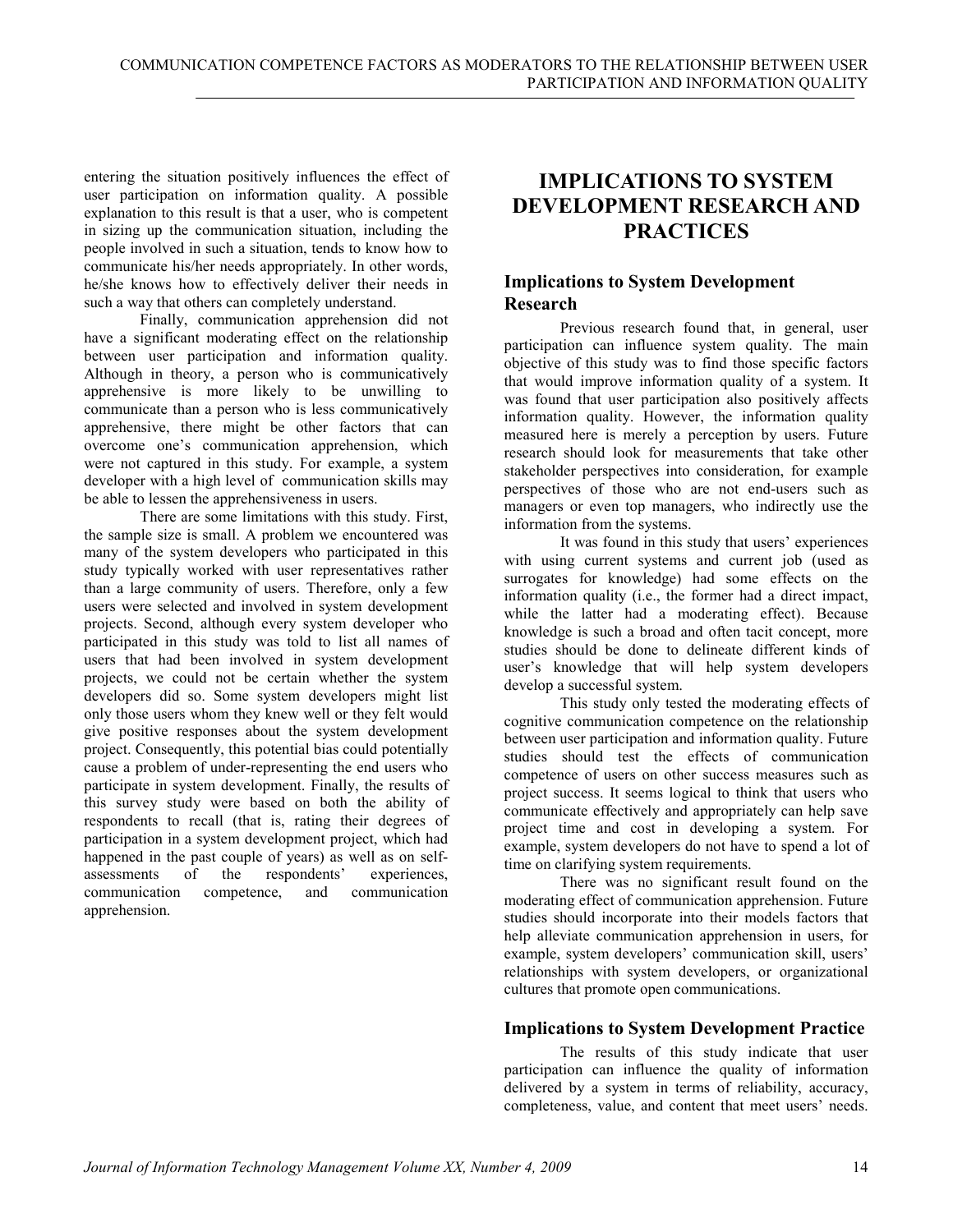entering the situation positively influences the effect of user participation on information quality. A possible explanation to this result is that a user, who is competent in sizing up the communication situation, including the people involved in such a situation, tends to know how to communicate his/her needs appropriately. In other words, he/she knows how to effectively deliver their needs in such a way that others can completely understand.

Finally, communication apprehension did not have a significant moderating effect on the relationship between user participation and information quality. Although in theory, a person who is communicatively apprehensive is more likely to be unwilling to communicate than a person who is less communicatively apprehensive, there might be other factors that can overcome one's communication apprehension, which were not captured in this study. For example, a system developer with a high level of communication skills may be able to lessen the apprehensiveness in users.

There are some limitations with this study. First, the sample size is small. A problem we encountered was many of the system developers who participated in this study typically worked with user representatives rather than a large community of users. Therefore, only a few users were selected and involved in system development projects. Second, although every system developer who participated in this study was told to list all names of users that had been involved in system development projects, we could not be certain whether the system developers did so. Some system developers might list only those users whom they knew well or they felt would give positive responses about the system development project. Consequently, this potential bias could potentially cause a problem of under-representing the end users who participate in system development. Finally, the results of this survey study were based on both the ability of respondents to recall (that is, rating their degrees of participation in a system development project, which had happened in the past couple of years) as well as on self-assessments of the respondents' experiences, communication competence, and communication apprehension.

# IMPLICATIONS TO SYSTEM DEVELOPMENT RESEARCH AND PRACTICES

## Implications to System Development Research

Previous research found that, in general, user participation can influence system quality. The main objective of this study was to find those specific factors that would improve information quality of a system. It was found that user participation also positively affects information quality. However, the information quality measured here is merely a perception by users. Future research should look for measurements that take other stakeholder perspectives into consideration, for example perspectives of those who are not end-users such as managers or even top managers, who indirectly use the information from the systems.

It was found in this study that users' experiences with using current systems and current job (used as surrogates for knowledge) had some effects on the information quality (i.e., the former had a direct impact, while the latter had a moderating effect). Because knowledge is such a broad and often tacit concept, more studies should be done to delineate different kinds of user's knowledge that will help system developers develop a successful system.

This study only tested the moderating effects of cognitive communication competence on the relationship between user participation and information quality. Future studies should test the effects of communication competence of users on other success measures such as project success. It seems logical to think that users who communicate effectively and appropriately can help save project time and cost in developing a system. For example, system developers do not have to spend a lot of time on clarifying system requirements.

There was no significant result found on the moderating effect of communication apprehension. Future studies should incorporate into their models factors that help alleviate communication apprehension in users, for example, system developers' communication skill, users' relationships with system developers, or organizational cultures that promote open communications.

## Implications to System Development Practice

The results of this study indicate that user participation can influence the quality of information delivered by a system in terms of reliability, accuracy, completeness, value, and content that meet users' needs.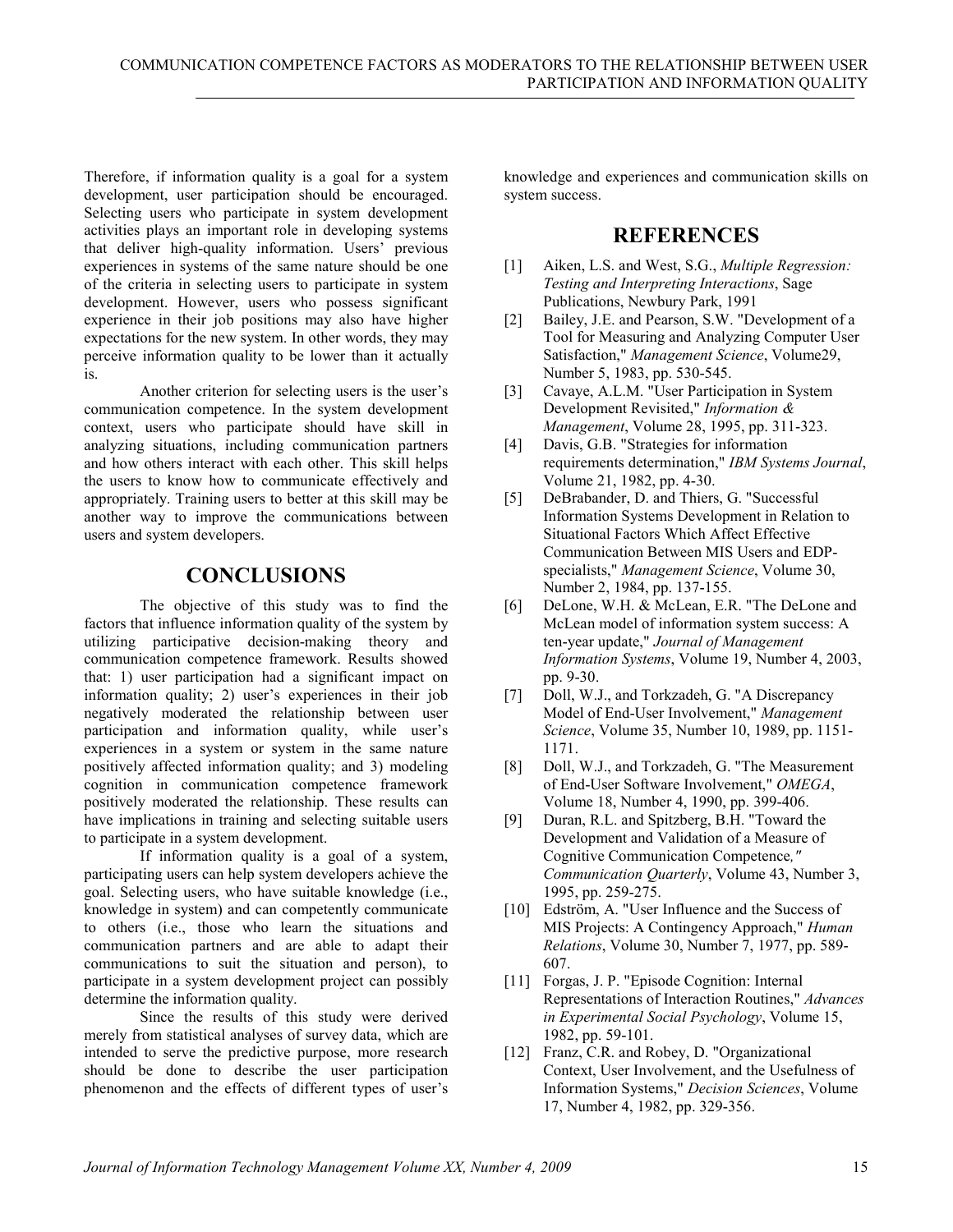Therefore, if information quality is a goal for a system development, user participation should be encouraged. Selecting users who participate in system development activities plays an important role in developing systems that deliver high-quality information. Users' previous experiences in systems of the same nature should be one of the criteria in selecting users to participate in system development. However, users who possess significant experience in their job positions may also have higher expectations for the new system. In other words, they may perceive information quality to be lower than it actually is.

Another criterion for selecting users is the user's communication competence. In the system development context, users who participate should have skill in analyzing situations, including communication partners and how others interact with each other. This skill helps the users to know how to communicate effectively and appropriately. Training users to better at this skill may be another way to improve the communications between users and system developers.

## CONCLUSIONS

The objective of this study was to find the factors that influence information quality of the system by utilizing participative decision-making theory and communication competence framework. Results showed that: 1) user participation had a significant impact on information quality; 2) user's experiences in their job negatively moderated the relationship between user participation and information quality, while user's experiences in a system or system in the same nature positively affected information quality; and 3) modeling cognition in communication competence framework positively moderated the relationship. These results can have implications in training and selecting suitable users to participate in a system development.

If information quality is a goal of a system, participating users can help system developers achieve the goal. Selecting users, who have suitable knowledge (i.e., knowledge in system) and can competently communicate to others (i.e., those who learn the situations and communication partners and are able to adapt their communications to suit the situation and person), to participate in a system development project can possibly determine the information quality.

Since the results of this study were derived merely from statistical analyses of survey data, which are intended to serve the predictive purpose, more research should be done to describe the user participation phenomenon and the effects of different types of user's knowledge and experiences and communication skills on system success.

## REFERENCES

[1] Aiken, L.S. and West, S.G., *Multiple Regression: Testing and Interpreting Interactions*, Sage Publications, Newbury Park, 1991

[2] Bailey, J.E. and Pearson, S.W. "Development of a Tool for Measuring and Analyzing Computer User Satisfaction," *Management Science*, Volume29, Number 5, 1983, pp. 530-545.

[3] Cavaye, A.L.M. "User Participation in System Development Revisited," *Information & Management*, Volume 28, 1995, pp. 311-323.

[4] Davis, G.B. "Strategies for information requirements determination," *IBM Systems Journal*, Volume 21, 1982, pp. 4-30.

[5] DeBrabander, D. and Thiers, G. "Successful Information Systems Development in Relation to Situational Factors Which Affect Effective Communication Between MIS Users and EDP-specialists," *Management Science*, Volume 30, Number 2, 1984, pp. 137-155.

[6] DeLone, W.H. & McLean, E.R. "The DeLone and McLean model of information system success: A ten-year update," *Journal of Management Information Systems*, Volume 19, Number 4, 2003, pp. 9-30.

[7] Doll, W.J., and Torkzadeh, G. "A Discrepancy Model of End-User Involvement," *Management Science*, Volume 35, Number 10, 1989, pp. 1151-1171.

[8] Doll, W.J., and Torkzadeh, G. "The Measurement of End-User Software Involvement," *OMEGA*, Volume 18, Number 4, 1990, pp. 399-406.

[9] Duran, R.L. and Spitzberg, B.H. "Toward the Development and Validation of a Measure of Cognitive Communication Competence," *Communication Quarterly*, Volume 43, Number 3, 1995, pp. 259-275.

[10] Edström, A. "User Influence and the Success of MIS Projects: A Contingency Approach," *Human Relations*, Volume 30, Number 7, 1977, pp. 589-607.

[11] Forgas, J. P. "Episode Cognition: Internal Representations of Interaction Routines," *Advances in Experimental Social Psychology*, Volume 15, 1982, pp. 59-101.

[12] Franz, C.R. and Robey, D. "Organizational Context, User Involvement, and the Usefulness of Information Systems," *Decision Sciences*, Volume 17, Number 4, 1982, pp. 329-356.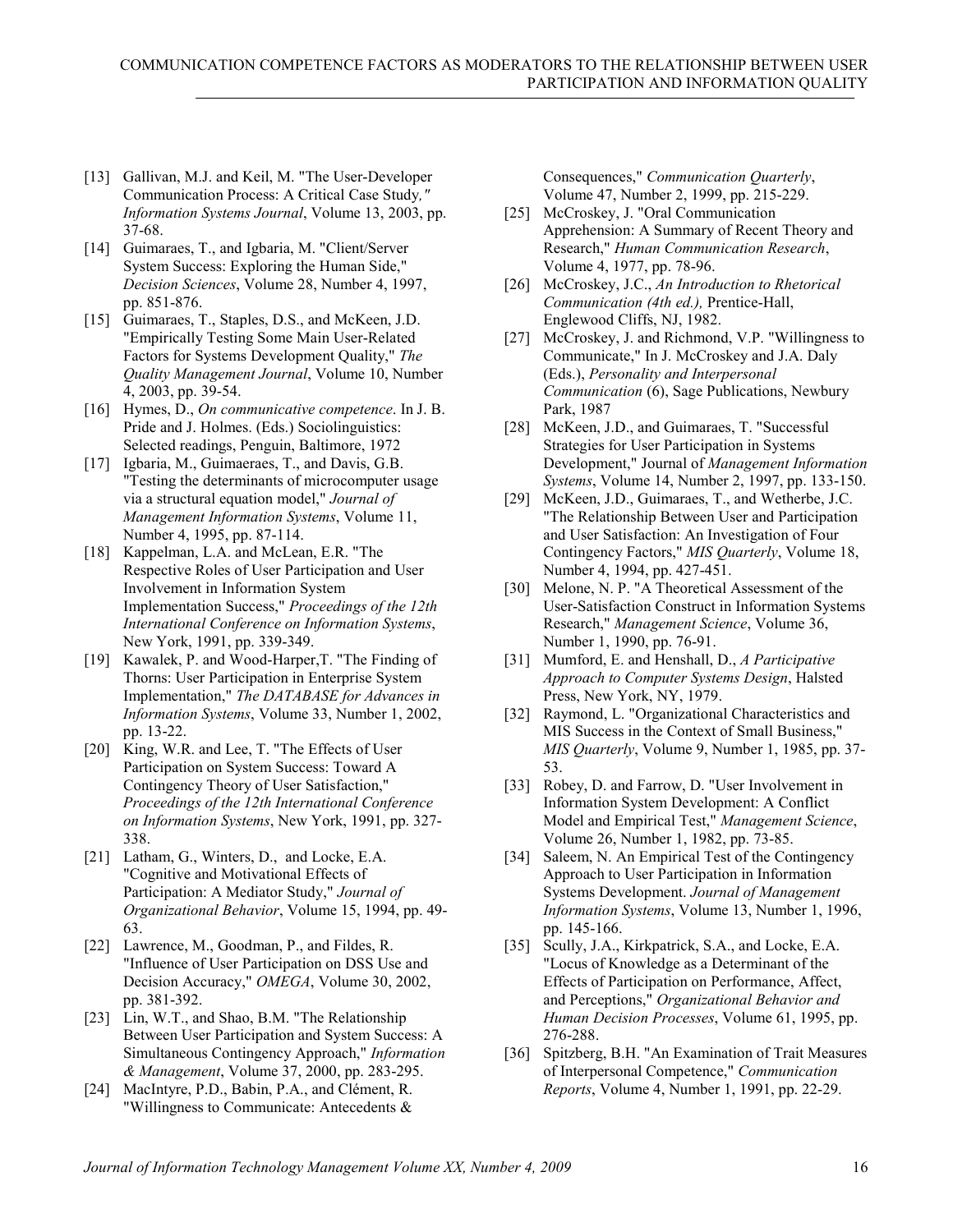[13] Gallivan, M.J. and Keil, M. "The User-Developer Communication Process: A Critical Case Study*,"* *Information Systems Journal*, Volume 13, 2003, pp. 37-68.

[14] Guimaraes, T., and Igbaria, M. "Client/Server System Success: Exploring the Human Side," *Decision Sciences*, Volume 28, Number 4, 1997, pp. 851-876.

[15] Guimaraes, T., Staples, D.S., and McKeen, J.D. "Empirically Testing Some Main User-Related Factors for Systems Development Quality," *The Quality Management Journal*, Volume 10, Number 4, 2003, pp. 39-54.

[16] Hymes, D., *On communicative competence*. In J. B. Pride and J. Holmes. (Eds.) Sociolinguistics: Selected readings, Penguin, Baltimore, 1972

[17] Igbaria, M., Guimaeraes, T., and Davis, G.B. "Testing the determinants of microcomputer usage via a structural equation model," *Journal of Management Information Systems*, Volume 11, Number 4, 1995, pp. 87-114.

[18] Kappelman, L.A. and McLean, E.R. "The Respective Roles of User Participation and User Involvement in Information System Implementation Success," *Proceedings of the 12th International Conference on Information Systems*, New York, 1991, pp. 339-349.

[19] Kawalek, P. and Wood-Harper,T. "The Finding of Thorns: User Participation in Enterprise System Implementation," *The DATABASE for Advances in Information Systems*, Volume 33, Number 1, 2002, pp. 13-22.

[20] King, W.R. and Lee, T. "The Effects of User Participation on System Success: Toward A Contingency Theory of User Satisfaction," *Proceedings of the 12th International Conference on Information Systems*, New York, 1991, pp. 327-338.

[21] Latham, G., Winters, D., and Locke, E.A. "Cognitive and Motivational Effects of Participation: A Mediator Study," *Journal of Organizational Behavior*, Volume 15, 1994, pp. 49-63.

[22] Lawrence, M., Goodman, P., and Fildes, R. "Influence of User Participation on DSS Use and Decision Accuracy," *OMEGA*, Volume 30, 2002, pp. 381-392.

[23] Lin, W.T., and Shao, B.M. "The Relationship Between User Participation and System Success: A Simultaneous Contingency Approach," *Information & Management*, Volume 37, 2000, pp. 283-295.

[24] MacIntyre, P.D., Babin, P.A., and Clément, R. "Willingness to Communicate: Antecedents & Consequences," *Communication Quarterly*, Volume 47, Number 2, 1999, pp. 215-229.

[25] McCroskey, J. "Oral Communication Apprehension: A Summary of Recent Theory and Research," *Human Communication Research*, Volume 4, 1977, pp. 78-96.

[26] McCroskey, J.C., *An Introduction to Rhetorical Communication (4th ed.),* Prentice-Hall, Englewood Cliffs, NJ, 1982.

[27] McCroskey, J. and Richmond, V.P. "Willingness to Communicate," In J. McCroskey and J.A. Daly (Eds.), *Personality and Interpersonal Communication* (6), Sage Publications, Newbury Park, 1987

[28] McKeen, J.D., and Guimaraes, T. "Successful Strategies for User Participation in Systems Development," Journal of *Management Information Systems*, Volume 14, Number 2, 1997, pp. 133-150.

[29] McKeen, J.D., Guimaraes, T., and Wetherbe, J.C. "The Relationship Between User and Participation and User Satisfaction: An Investigation of Four Contingency Factors," *MIS Quarterly*, Volume 18, Number 4, 1994, pp. 427-451.

[30] Melone, N. P. "A Theoretical Assessment of the User-Satisfaction Construct in Information Systems Research," *Management Science*, Volume 36, Number 1, 1990, pp. 76-91.

[31] Mumford, E. and Henshall, D., *A Participative Approach to Computer Systems Design*, Halsted Press, New York, NY, 1979.

[32] Raymond, L. "Organizational Characteristics and MIS Success in the Context of Small Business," *MIS Quarterly*, Volume 9, Number 1, 1985, pp. 37-53.

[33] Robey, D. and Farrow, D. "User Involvement in Information System Development: A Conflict Model and Empirical Test," *Management Science*, Volume 26, Number 1, 1982, pp. 73-85.

[34] Saleem, N. An Empirical Test of the Contingency Approach to User Participation in Information Systems Development. *Journal of Management Information Systems*, Volume 13, Number 1, 1996, pp. 145-166.

[35] Scully, J.A., Kirkpatrick, S.A., and Locke, E.A. "Locus of Knowledge as a Determinant of the Effects of Participation on Performance, Affect, and Perceptions," *Organizational Behavior and Human Decision Processes*, Volume 61, 1995, pp. 276-288.

[36] Spitzberg, B.H. "An Examination of Trait Measures of Interpersonal Competence," *Communication Reports*, Volume 4, Number 1, 1991, pp. 22-29.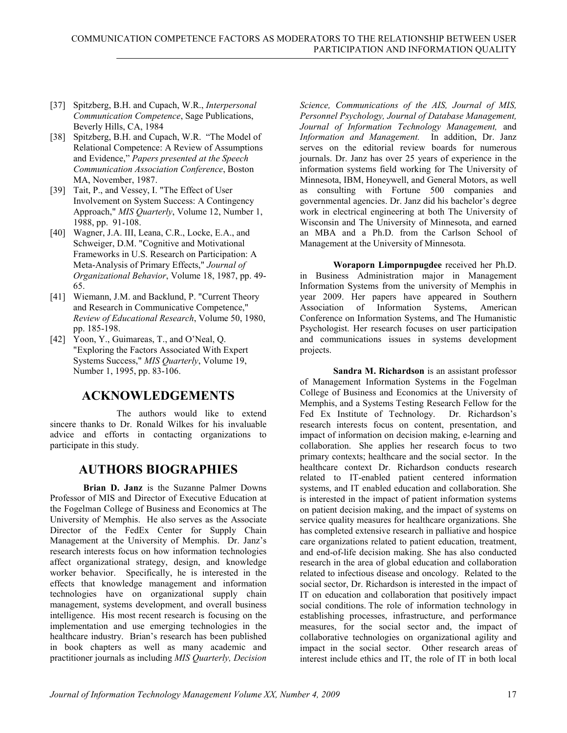[37] Spitzberg, B.H. and Cupach, W.R., *Interpersonal Communication Competence*, Sage Publications, Beverly Hills, CA, 1984

[38] Spitzberg, B.H. and Cupach, W.R. "The Model of Relational Competence: A Review of Assumptions and Evidence," *Papers presented at the Speech Communication Association Conference*, Boston MA, November, 1987.

[39] Tait, P., and Vessey, I. "The Effect of User Involvement on System Success: A Contingency Approach," *MIS Quarterly*, Volume 12, Number 1, 1988, pp. 91-108.

[40] Wagner, J.A. III, Leana, C.R., Locke, E.A., and Schweiger, D.M. "Cognitive and Motivational Frameworks in U.S. Research on Participation: A Meta-Analysis of Primary Effects," *Journal of Organizational Behavior*, Volume 18, 1987, pp. 49-65.

[41] Wiemann, J.M. and Backlund, P. "Current Theory and Research in Communicative Competence," *Review of Educational Research*, Volume 50, 1980, pp. 185-198.

[42] Yoon, Y., Guimareas, T., and O'Neal, Q. "Exploring the Factors Associated With Expert Systems Success," *MIS Quarterly*, Volume 19, Number 1, 1995, pp. 83-106.

## ACKNOWLEDGEMENTS

The authors would like to extend sincere thanks to Dr. Ronald Wilkes for his invaluable advice and efforts in contacting organizations to participate in this study.

## AUTHORS BIOGRAPHIES

**Brian D. Janz** is the Suzanne Palmer Downs Professor of MIS and Director of Executive Education at the Fogelman College of Business and Economics at The University of Memphis. He also serves as the Associate Director of the FedEx Center for Supply Chain Management at the University of Memphis. Dr. Janz's research interests focus on how information technologies affect organizational strategy, design, and knowledge worker behavior. Specifically, he is interested in the effects that knowledge management and information technologies have on organizational supply chain management, systems development, and overall business intelligence. His most recent research is focusing on the implementation and use emerging technologies in the healthcare industry. Brian's research has been published in book chapters as well as many academic and practitioner journals as including *MIS Quarterly, Decision Science, Communications of the AIS, Journal of MIS, Personnel Psychology, Journal of Database Management, Journal of Information Technology Management,* and *Information and Management.* In addition, Dr. Janz serves on the editorial review boards for numerous journals. Dr. Janz has over 25 years of experience in the information systems field working for The University of Minnesota, IBM, Honeywell, and General Motors, as well as consulting with Fortune 500 companies and governmental agencies. Dr. Janz did his bachelor's degree work in electrical engineering at both The University of Wisconsin and The University of Minnesota, and earned an MBA and a Ph.D. from the Carlson School of Management at the University of Minnesota.

**Woraporn Limpornpugdee** received her Ph.D. in Business Administration major in Management Information Systems from the university of Memphis in year 2009. Her papers have appeared in Southern Association of Information Systems, American Conference on Information Systems, and The Humanistic Psychologist. Her research focuses on user participation and communications issues in systems development projects.

**Sandra M. Richardson** is an assistant professor of Management Information Systems in the Fogelman College of Business and Economics at the University of Memphis, and a Systems Testing Research Fellow for the Fed Ex Institute of Technology. Dr. Richardson's research interests focus on content, presentation, and impact of information on decision making, e-learning and collaboration. She applies her research focus to two primary contexts; healthcare and the social sector. In the healthcare context Dr. Richardson conducts research related to IT-enabled patient centered information systems, and IT enabled education and collaboration. She is interested in the impact of patient information systems on patient decision making, and the impact of systems on service quality measures for healthcare organizations. She has completed extensive research in palliative and hospice care organizations related to patient education, treatment, and end-of-life decision making. She has also conducted research in the area of global education and collaboration related to infectious disease and oncology. Related to the social sector, Dr. Richardson is interested in the impact of IT on education and collaboration that positively impact social conditions. The role of information technology in establishing processes, infrastructure, and performance measures, for the social sector and, the impact of collaborative technologies on organizational agility and impact in the social sector. Other research areas of interest include ethics and IT, the role of IT in both local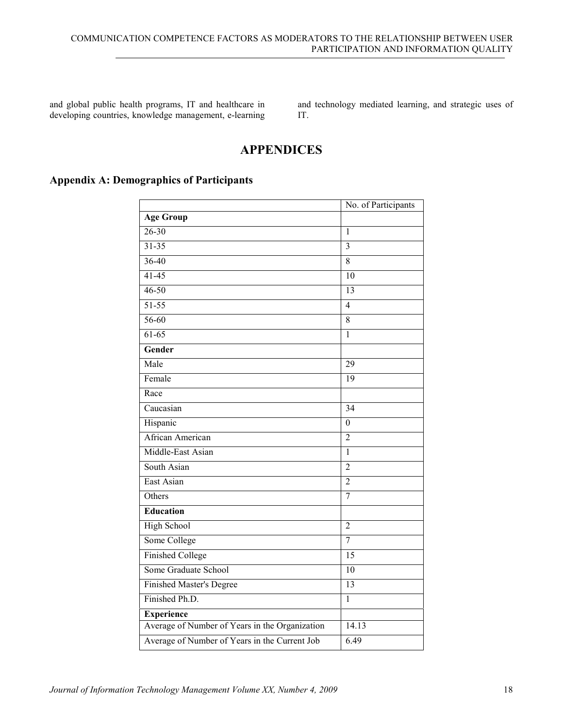and global public health programs, IT and healthcare in developing countries, knowledge management, e-learning and technology mediated learning, and strategic uses of IT.

# APPENDICES

## Appendix A: Demographics of Participants

| | No. of Participants |
|---|---|
| **Age Group** | |
| 26-30 | 1 |
| 31-35 | 3 |
| 36-40 | 8 |
| 41-45 | 10 |
| 46-50 | 13 |
| 51-55 | 4 |
| 56-60 | 8 |
| 61-65 | 1 |
| **Gender** | |
| Male | 29 |
| Female | 19 |
| Race | |
| Caucasian | 34 |
| Hispanic | 0 |
| African American | 2 |
| Middle-East Asian | 1 |
| South Asian | 2 |
| East Asian | 2 |
| Others | 7 |
| **Education** | |
| High School | 2 |
| Some College | 7 |
| Finished College | 15 |
| Some Graduate School | 10 |
| Finished Master's Degree | 13 |
| Finished Ph.D. | 1 |
| **Experience** | |
| Average of Number of Years in the Organization | 14.13 |
| Average of Number of Years in the Current Job | 6.49 |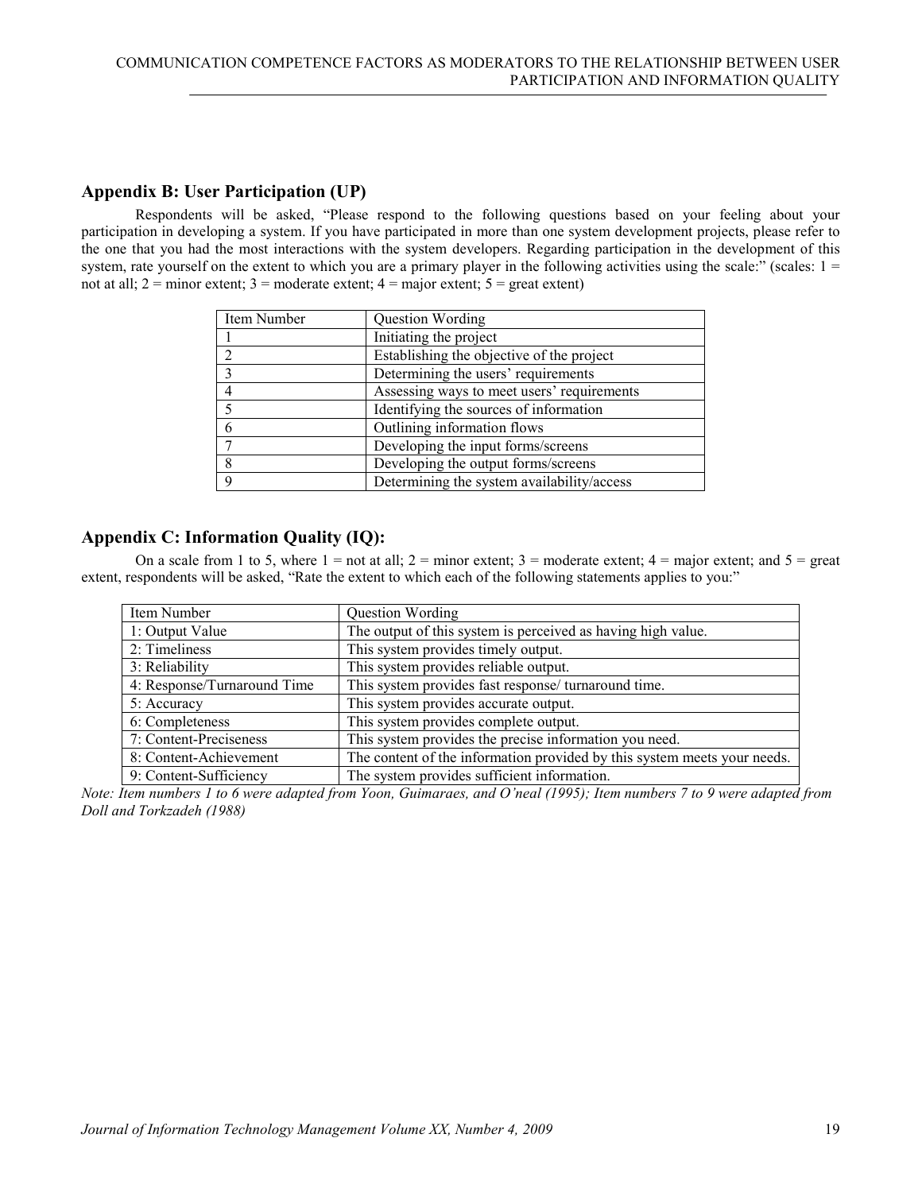## Appendix B: User Participation (UP)

Respondents will be asked, "Please respond to the following questions based on your feeling about your participation in developing a system. If you have participated in more than one system development projects, please refer to the one that you had the most interactions with the system developers. Regarding participation in the development of this system, rate yourself on the extent to which you are a primary player in the following activities using the scale:" (scales: 1 = not at all; 2 = minor extent; 3 = moderate extent; 4 = major extent; 5 = great extent)

| Item Number | Question Wording |
|---|---|
| 1 | Initiating the project |
| 2 | Establishing the objective of the project |
| 3 | Determining the users' requirements |
| 4 | Assessing ways to meet users' requirements |
| 5 | Identifying the sources of information |
| 6 | Outlining information flows |
| 7 | Developing the input forms/screens |
| 8 | Developing the output forms/screens |
| 9 | Determining the system availability/access |

## Appendix C: Information Quality (IQ):

On a scale from 1 to 5, where 1 = not at all; 2 = minor extent; 3 = moderate extent; 4 = major extent; and 5 = great extent, respondents will be asked, "Rate the extent to which each of the following statements applies to you:"

| Item Number | Question Wording |
|---|---|
| 1: Output Value | The output of this system is perceived as having high value. |
| 2: Timeliness | This system provides timely output. |
| 3: Reliability | This system provides reliable output. |
| 4: Response/Turnaround Time | This system provides fast response/ turnaround time. |
| 5: Accuracy | This system provides accurate output. |
| 6: Completeness | This system provides complete output. |
| 7: Content-Preciseness | This system provides the precise information you need. |
| 8: Content-Achievement | The content of the information provided by this system meets your needs. |
| 9: Content-Sufficiency | The system provides sufficient information. |

*Note: Item numbers 1 to 6 were adapted from Yoon, Guimaraes, and O'neal (1995); Item numbers 7 to 9 were adapted from Doll and Torkzadeh (1988)*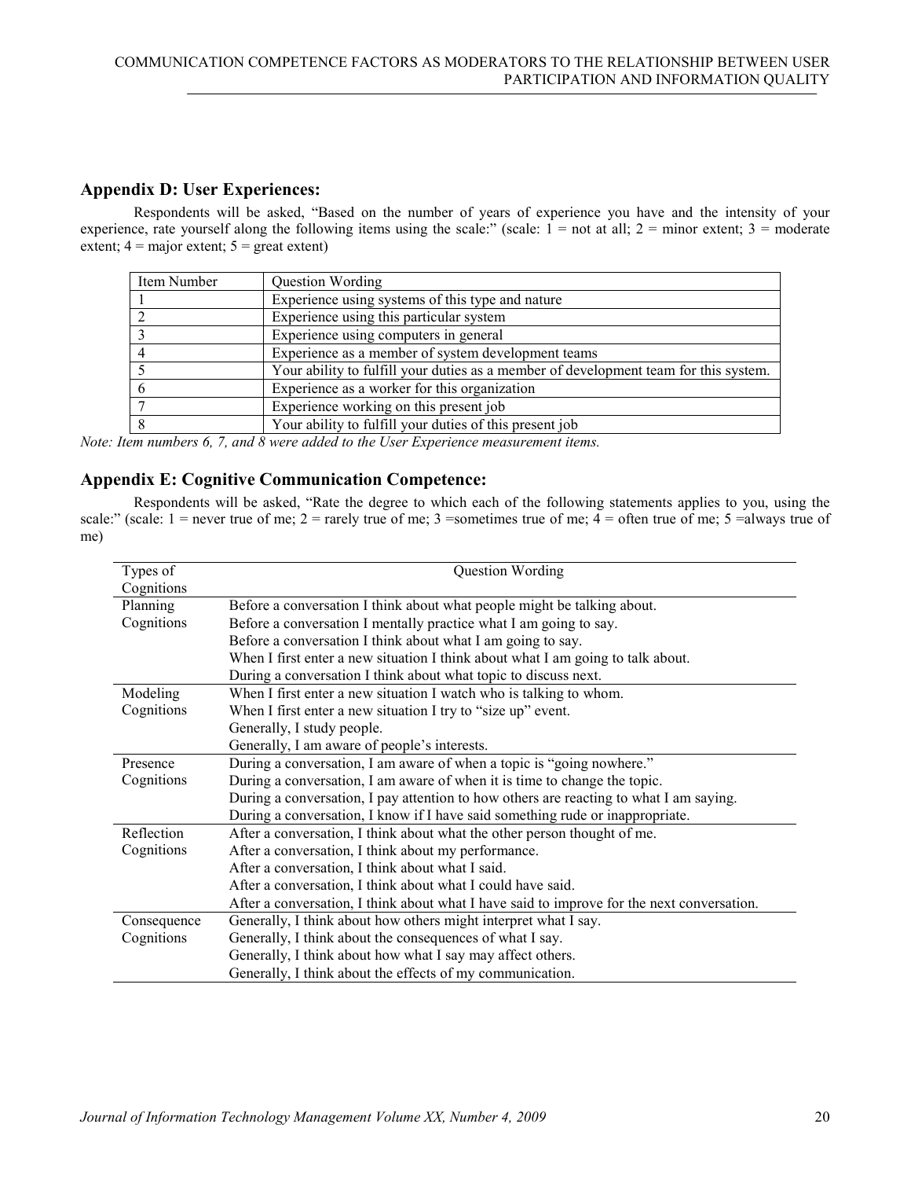## Appendix D: User Experiences:

Respondents will be asked, "Based on the number of years of experience you have and the intensity of your experience, rate yourself along the following items using the scale:" (scale: 1 = not at all; 2 = minor extent; 3 = moderate extent; 4 = major extent; 5 = great extent)

| Item Number | Question Wording |
|---|---|
| 1 | Experience using systems of this type and nature |
| 2 | Experience using this particular system |
| 3 | Experience using computers in general |
| 4 | Experience as a member of system development teams |
| 5 | Your ability to fulfill your duties as a member of development team for this system. |
| 6 | Experience as a worker for this organization |
| 7 | Experience working on this present job |
| 8 | Your ability to fulfill your duties of this present job |

*Note: Item numbers 6, 7, and 8 were added to the User Experience measurement items.*

## Appendix E: Cognitive Communication Competence:

Respondents will be asked, "Rate the degree to which each of the following statements applies to you, using the scale:" (scale: 1 = never true of me; 2 = rarely true of me; 3 =sometimes true of me; 4 = often true of me; 5 =always true of me)

| Types of Cognitions | Question Wording |
|---|---|
| Planning Cognitions | Before a conversation I think about what people might be talking about. |
| | Before a conversation I mentally practice what I am going to say. |
| | Before a conversation I think about what I am going to say. |
| | When I first enter a new situation I think about what I am going to talk about. |
| | During a conversation I think about what topic to discuss next. |
| Modeling Cognitions | When I first enter a new situation I watch who is talking to whom. |
| | When I first enter a new situation I try to "size up" event. |
| | Generally, I study people. |
| | Generally, I am aware of people's interests. |
| Presence Cognitions | During a conversation, I am aware of when a topic is "going nowhere." |
| | During a conversation, I am aware of when it is time to change the topic. |
| | During a conversation, I pay attention to how others are reacting to what I am saying. |
| | During a conversation, I know if I have said something rude or inappropriate. |
| Reflection Cognitions | After a conversation, I think about what the other person thought of me. |
| | After a conversation, I think about my performance. |
| | After a conversation, I think about what I said. |
| | After a conversation, I think about what I could have said. |
| | After a conversation, I think about what I have said to improve for the next conversation. |
| Consequence Cognitions | Generally, I think about how others might interpret what I say. |
| | Generally, I think about the consequences of what I say. |
| | Generally, I think about how what I say may affect others. |
| | Generally, I think about the effects of my communication. |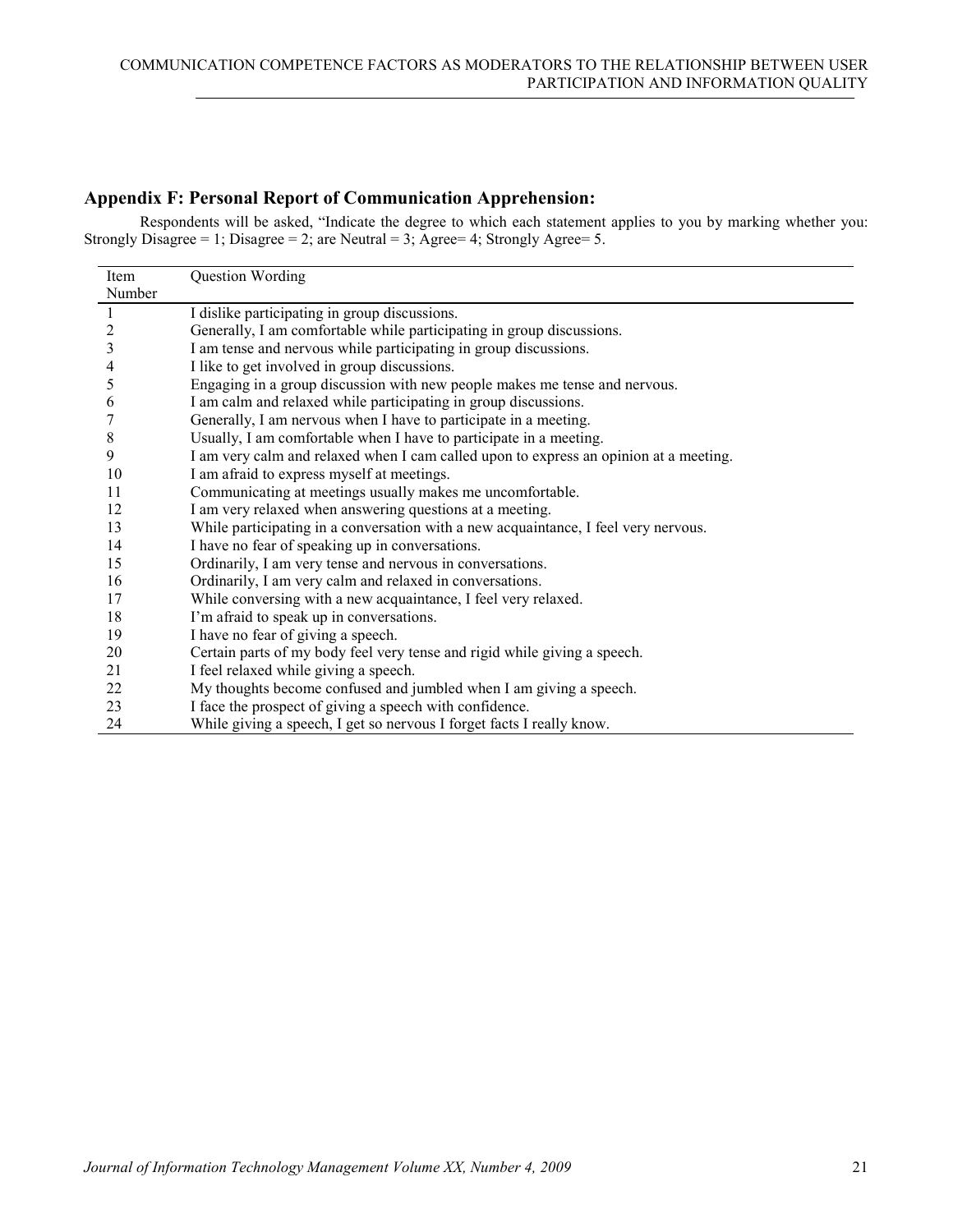## Appendix F: Personal Report of Communication Apprehension:

Respondents will be asked, "Indicate the degree to which each statement applies to you by marking whether you: Strongly Disagree = 1; Disagree = 2; are Neutral = 3; Agree= 4; Strongly Agree= 5.

| Item Number | Question Wording |
|---|---|
| 1 | I dislike participating in group discussions. |
| 2 | Generally, I am comfortable while participating in group discussions. |
| 3 | I am tense and nervous while participating in group discussions. |
| 4 | I like to get involved in group discussions. |
| 5 | Engaging in a group discussion with new people makes me tense and nervous. |
| 6 | I am calm and relaxed while participating in group discussions. |
| 7 | Generally, I am nervous when I have to participate in a meeting. |
| 8 | Usually, I am comfortable when I have to participate in a meeting. |
| 9 | I am very calm and relaxed when I cam called upon to express an opinion at a meeting. |
| 10 | I am afraid to express myself at meetings. |
| 11 | Communicating at meetings usually makes me uncomfortable. |
| 12 | I am very relaxed when answering questions at a meeting. |
| 13 | While participating in a conversation with a new acquaintance, I feel very nervous. |
| 14 | I have no fear of speaking up in conversations. |
| 15 | Ordinarily, I am very tense and nervous in conversations. |
| 16 | Ordinarily, I am very calm and relaxed in conversations. |
| 17 | While conversing with a new acquaintance, I feel very relaxed. |
| 18 | I'm afraid to speak up in conversations. |
| 19 | I have no fear of giving a speech. |
| 20 | Certain parts of my body feel very tense and rigid while giving a speech. |
| 21 | I feel relaxed while giving a speech. |
| 22 | My thoughts become confused and jumbled when I am giving a speech. |
| 23 | I face the prospect of giving a speech with confidence. |
| 24 | While giving a speech, I get so nervous I forget facts I really know. |